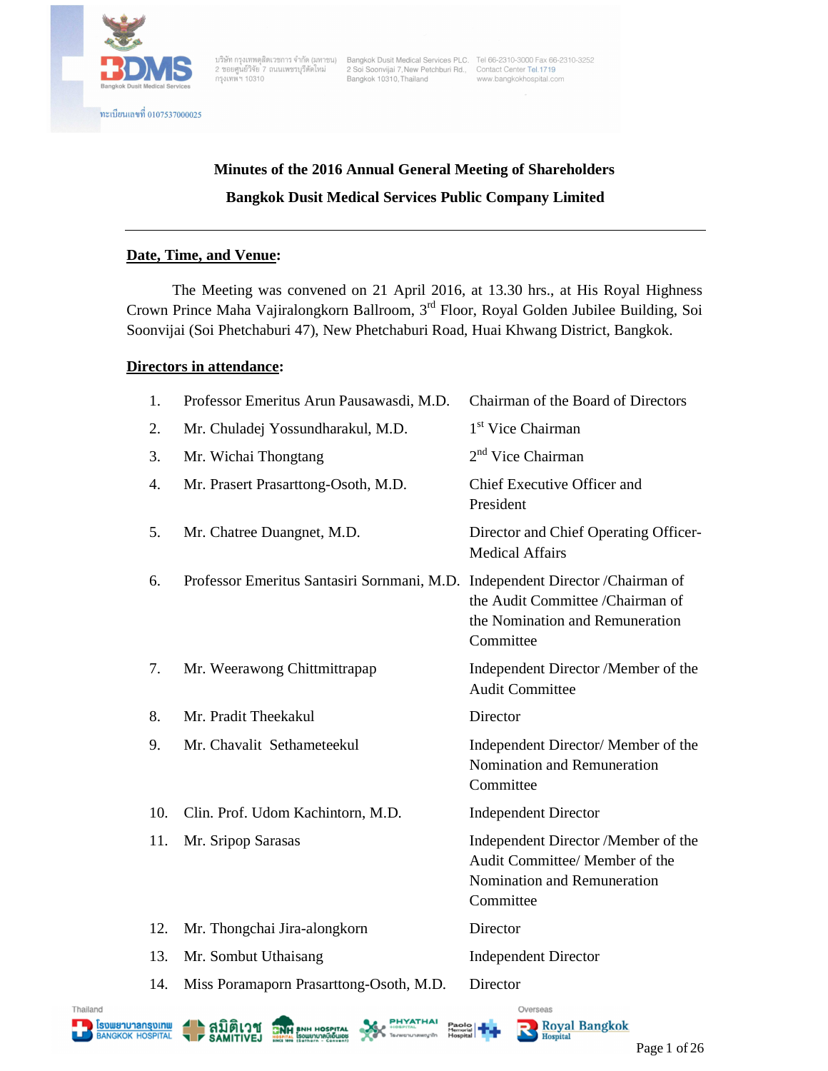# Minutes of the 2016 Annual General Meeting of Shareholders

## Bangkok Dusit Medical Services Public Company Limited

---

**Date, Time, and Venue:**

The Meeting was convened on 21 April 2016, at 13.30 hrs., at His Royal Highness Crown Prince Maha Vajiralongkorn Ballroom, 3rd Floor, Royal Golden Jubilee Building, Soi Soonvijai (Soi Phetchaburi 47), New Phetchaburi Road, Huai Khwang District, Bangkok.

**Directors in attendance:**

| No. | Name | Position |
|---|---|---|
| 1. | Professor Emeritus Arun Pausawasdi, M.D. | Chairman of the Board of Directors |
| 2. | Mr. Chuladej Yossundharakul, M.D. | 1st Vice Chairman |
| 3. | Mr. Wichai Thongtang | 2nd Vice Chairman |
| 4. | Mr. Prasert Prasarttong-Osoth, M.D. | Chief Executive Officer and President |
| 5. | Mr. Chatree Duangnet, M.D. | Director and Chief Operating Officer-Medical Affairs |
| 6. | Professor Emeritus Santasiri Sornmani, M.D. | Independent Director /Chairman of the Audit Committee /Chairman of the Nomination and Remuneration Committee |
| 7. | Mr. Weerawong Chittmittrapap | Independent Director /Member of the Audit Committee |
| 8. | Mr. Pradit Theekakul | Director |
| 9. | Mr. Chavalit Sethameteekul | Independent Director/ Member of the Nomination and Remuneration Committee |
| 10. | Clin. Prof. Udom Kachintorn, M.D. | Independent Director |
| 11. | Mr. Sripop Sarasas | Independent Director /Member of the Audit Committee/ Member of the Nomination and Remuneration Committee |
| 12. | Mr. Thongchai Jira-alongkorn | Director |
| 13. | Mr. Sombut Uthaisang | Independent Director |
| 14. | Miss Poramaporn Prasarttong-Osoth, M.D. | Director |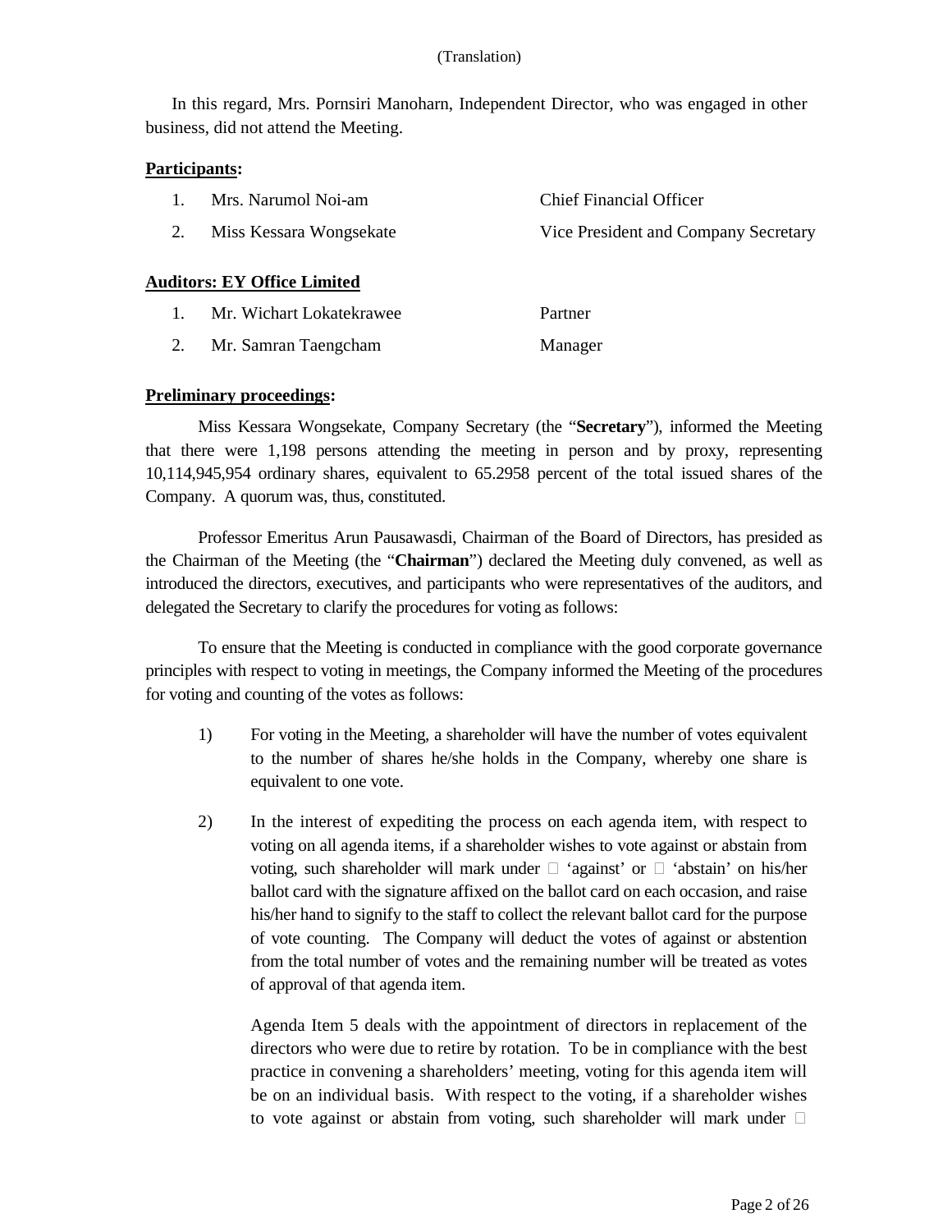In this regard, Mrs. Pornsiri Manoharn, Independent Director, who was engaged in other business, did not attend the Meeting.

**<u>Participants</u>:**

| | | |
|---|---|---|
| 1. | Mrs. Narumol Noi-am | Chief Financial Officer |
| 2. | Miss Kessara Wongsekate | Vice President and Company Secretary |

**<u>Auditors: EY Office Limited</u>**

| | | |
|---|---|---|
| 1. | Mr. Wichart Lokatekrawee | Partner |
| 2. | Mr. Samran Taengcham | Manager |

**<u>Preliminary proceedings</u>:**

Miss Kessara Wongsekate, Company Secretary (the "**Secretary**"), informed the Meeting that there were 1,198 persons attending the meeting in person and by proxy, representing 10,114,945,954 ordinary shares, equivalent to 65.2958 percent of the total issued shares of the Company. A quorum was, thus, constituted.

Professor Emeritus Arun Pausawasdi, Chairman of the Board of Directors, has presided as the Chairman of the Meeting (the "**Chairman**") declared the Meeting duly convened, as well as introduced the directors, executives, and participants who were representatives of the auditors, and delegated the Secretary to clarify the procedures for voting as follows:

To ensure that the Meeting is conducted in compliance with the good corporate governance principles with respect to voting in meetings, the Company informed the Meeting of the procedures for voting and counting of the votes as follows:

1) For voting in the Meeting, a shareholder will have the number of votes equivalent to the number of shares he/she holds in the Company, whereby one share is equivalent to one vote.

2) In the interest of expediting the process on each agenda item, with respect to voting on all agenda items, if a shareholder wishes to vote against or abstain from voting, such shareholder will mark under ☐ 'against' or ☐ 'abstain' on his/her ballot card with the signature affixed on the ballot card on each occasion, and raise his/her hand to signify to the staff to collect the relevant ballot card for the purpose of vote counting. The Company will deduct the votes of against or abstention from the total number of votes and the remaining number will be treated as votes of approval of that agenda item.

   Agenda Item 5 deals with the appointment of directors in replacement of the directors who were due to retire by rotation. To be in compliance with the best practice in convening a shareholders' meeting, voting for this agenda item will be on an individual basis. With respect to the voting, if a shareholder wishes to vote against or abstain from voting, such shareholder will mark under ☐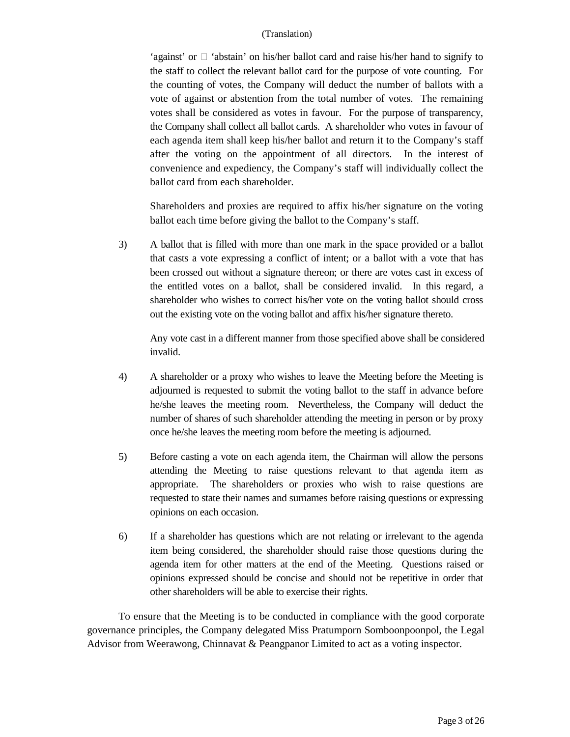'against' or  'abstain' on his/her ballot card and raise his/her hand to signify to the staff to collect the relevant ballot card for the purpose of vote counting. For the counting of votes, the Company will deduct the number of ballots with a vote of against or abstention from the total number of votes. The remaining votes shall be considered as votes in favour. For the purpose of transparency, the Company shall collect all ballot cards. A shareholder who votes in favour of each agenda item shall keep his/her ballot and return it to the Company's staff after the voting on the appointment of all directors. In the interest of convenience and expediency, the Company's staff will individually collect the ballot card from each shareholder.

Shareholders and proxies are required to affix his/her signature on the voting ballot each time before giving the ballot to the Company's staff.

3) A ballot that is filled with more than one mark in the space provided or a ballot that casts a vote expressing a conflict of intent; or a ballot with a vote that has been crossed out without a signature thereon; or there are votes cast in excess of the entitled votes on a ballot, shall be considered invalid. In this regard, a shareholder who wishes to correct his/her vote on the voting ballot should cross out the existing vote on the voting ballot and affix his/her signature thereto.

   Any vote cast in a different manner from those specified above shall be considered invalid.

4) A shareholder or a proxy who wishes to leave the Meeting before the Meeting is adjourned is requested to submit the voting ballot to the staff in advance before he/she leaves the meeting room. Nevertheless, the Company will deduct the number of shares of such shareholder attending the meeting in person or by proxy once he/she leaves the meeting room before the meeting is adjourned.

5) Before casting a vote on each agenda item, the Chairman will allow the persons attending the Meeting to raise questions relevant to that agenda item as appropriate. The shareholders or proxies who wish to raise questions are requested to state their names and surnames before raising questions or expressing opinions on each occasion.

6) If a shareholder has questions which are not relating or irrelevant to the agenda item being considered, the shareholder should raise those questions during the agenda item for other matters at the end of the Meeting. Questions raised or opinions expressed should be concise and should not be repetitive in order that other shareholders will be able to exercise their rights.

To ensure that the Meeting is to be conducted in compliance with the good corporate governance principles, the Company delegated Miss Pratumporn Somboonpoonpol, the Legal Advisor from Weerawong, Chinnavat & Peangpanor Limited to act as a voting inspector.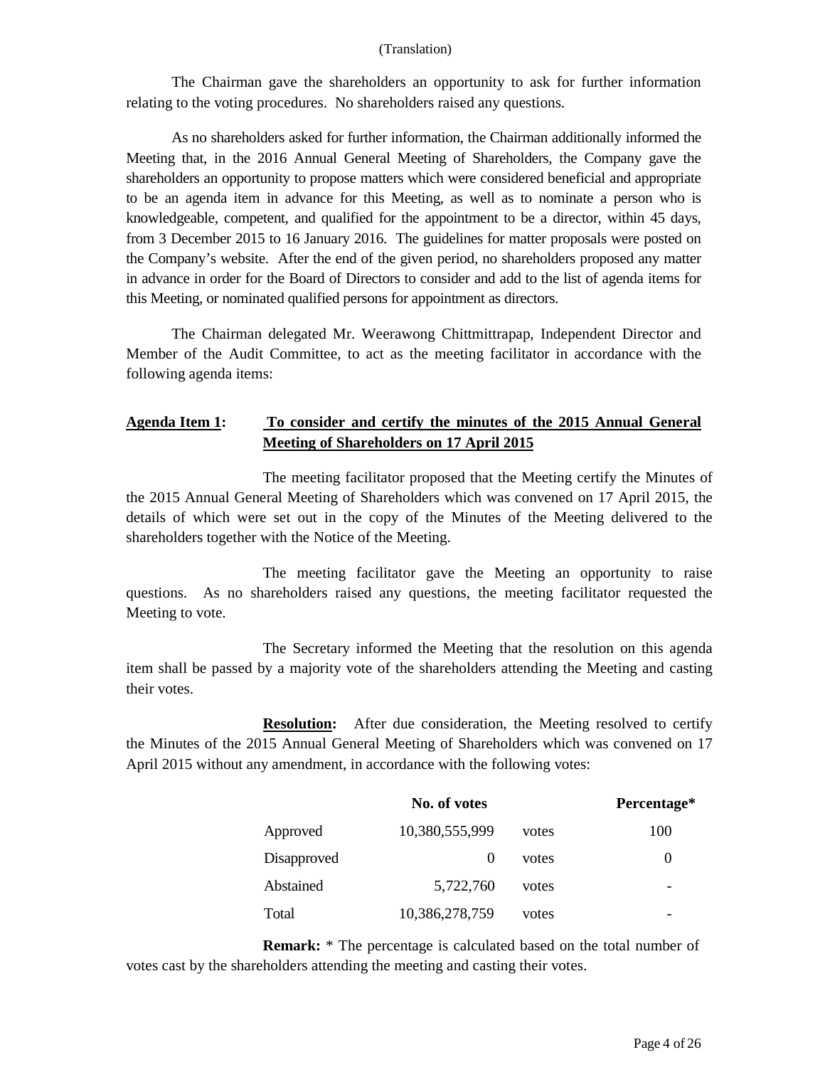(Translation)

The Chairman gave the shareholders an opportunity to ask for further information relating to the voting procedures. No shareholders raised any questions.

As no shareholders asked for further information, the Chairman additionally informed the Meeting that, in the 2016 Annual General Meeting of Shareholders, the Company gave the shareholders an opportunity to propose matters which were considered beneficial and appropriate to be an agenda item in advance for this Meeting, as well as to nominate a person who is knowledgeable, competent, and qualified for the appointment to be a director, within 45 days, from 3 December 2015 to 16 January 2016. The guidelines for matter proposals were posted on the Company's website. After the end of the given period, no shareholders proposed any matter in advance in order for the Board of Directors to consider and add to the list of agenda items for this Meeting, or nominated qualified persons for appointment as directors.

The Chairman delegated Mr. Weerawong Chittmittrapap, Independent Director and Member of the Audit Committee, to act as the meeting facilitator in accordance with the following agenda items:

**Agenda Item 1: To consider and certify the minutes of the 2015 Annual General Meeting of Shareholders on 17 April 2015**

The meeting facilitator proposed that the Meeting certify the Minutes of the 2015 Annual General Meeting of Shareholders which was convened on 17 April 2015, the details of which were set out in the copy of the Minutes of the Meeting delivered to the shareholders together with the Notice of the Meeting.

The meeting facilitator gave the Meeting an opportunity to raise questions. As no shareholders raised any questions, the meeting facilitator requested the Meeting to vote.

The Secretary informed the Meeting that the resolution on this agenda item shall be passed by a majority vote of the shareholders attending the Meeting and casting their votes.

**Resolution:** After due consideration, the Meeting resolved to certify the Minutes of the 2015 Annual General Meeting of Shareholders which was convened on 17 April 2015 without any amendment, in accordance with the following votes:

| | No. of votes | | Percentage* |
|---|---|---|---|
| Approved | 10,380,555,999 | votes | 100 |
| Disapproved | 0 | votes | 0 |
| Abstained | 5,722,760 | votes | - |
| Total | 10,386,278,759 | votes | - |

**Remark:** * The percentage is calculated based on the total number of votes cast by the shareholders attending the meeting and casting their votes.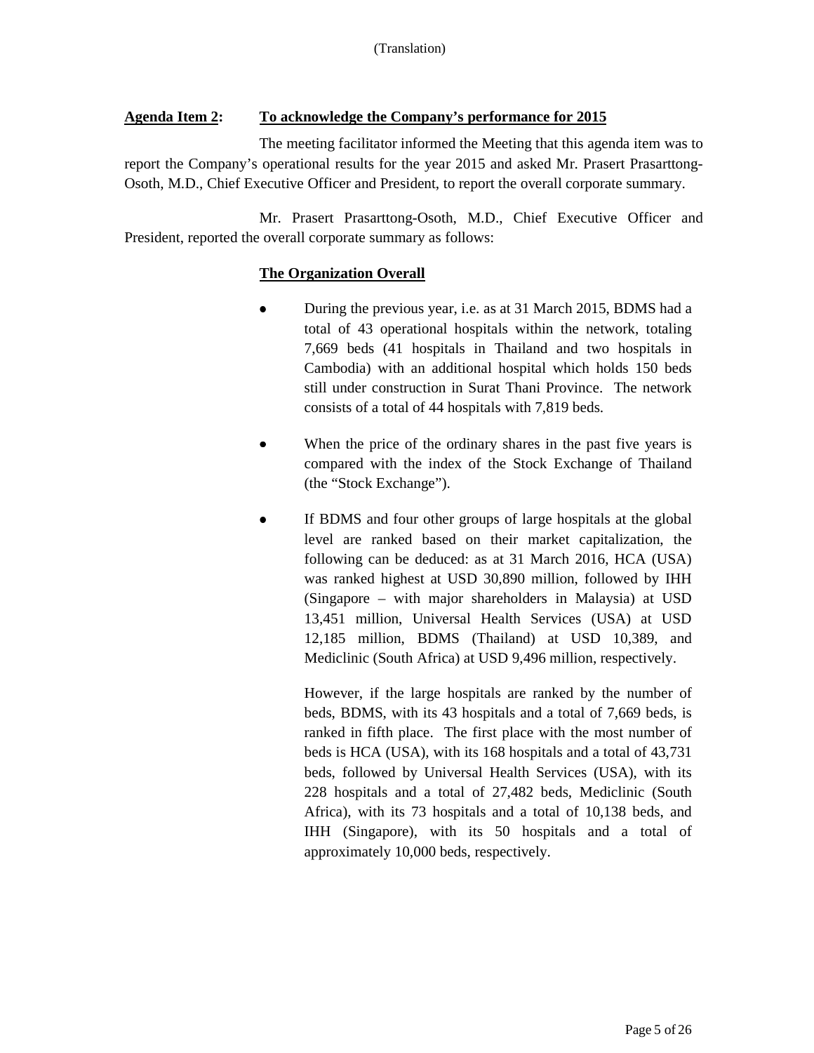(Translation)

**Agenda Item 2: To acknowledge the Company's performance for 2015**

The meeting facilitator informed the Meeting that this agenda item was to report the Company's operational results for the year 2015 and asked Mr. Prasert Prasarttong-Osoth, M.D., Chief Executive Officer and President, to report the overall corporate summary.

Mr. Prasert Prasarttong-Osoth, M.D., Chief Executive Officer and President, reported the overall corporate summary as follows:

**The Organization Overall**

- During the previous year, i.e. as at 31 March 2015, BDMS had a total of 43 operational hospitals within the network, totaling 7,669 beds (41 hospitals in Thailand and two hospitals in Cambodia) with an additional hospital which holds 150 beds still under construction in Surat Thani Province. The network consists of a total of 44 hospitals with 7,819 beds.

- When the price of the ordinary shares in the past five years is compared with the index of the Stock Exchange of Thailand (the "Stock Exchange").

- If BDMS and four other groups of large hospitals at the global level are ranked based on their market capitalization, the following can be deduced: as at 31 March 2016, HCA (USA) was ranked highest at USD 30,890 million, followed by IHH (Singapore – with major shareholders in Malaysia) at USD 13,451 million, Universal Health Services (USA) at USD 12,185 million, BDMS (Thailand) at USD 10,389, and Mediclinic (South Africa) at USD 9,496 million, respectively.

  However, if the large hospitals are ranked by the number of beds, BDMS, with its 43 hospitals and a total of 7,669 beds, is ranked in fifth place. The first place with the most number of beds is HCA (USA), with its 168 hospitals and a total of 43,731 beds, followed by Universal Health Services (USA), with its 228 hospitals and a total of 27,482 beds, Mediclinic (South Africa), with its 73 hospitals and a total of 10,138 beds, and IHH (Singapore), with its 50 hospitals and a total of approximately 10,000 beds, respectively.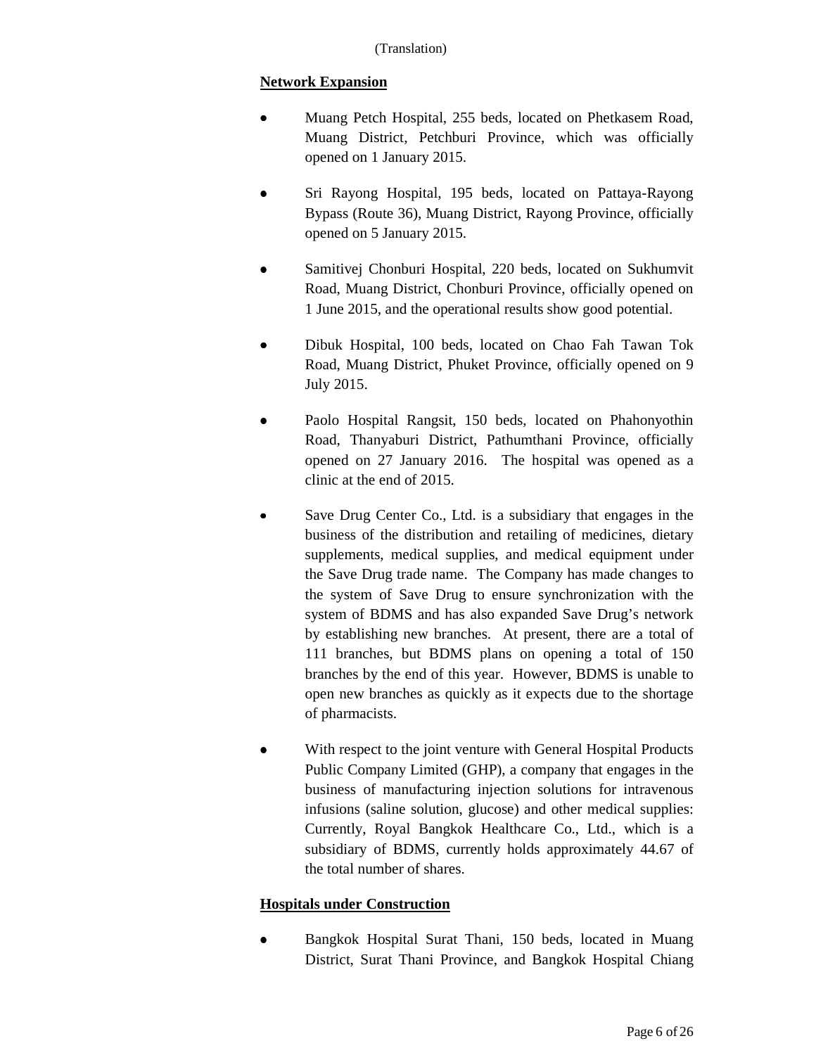(Translation)

**Network Expansion**

- Muang Petch Hospital, 255 beds, located on Phetkasem Road, Muang District, Petchburi Province, which was officially opened on 1 January 2015.
- Sri Rayong Hospital, 195 beds, located on Pattaya-Rayong Bypass (Route 36), Muang District, Rayong Province, officially opened on 5 January 2015.
- Samitivej Chonburi Hospital, 220 beds, located on Sukhumvit Road, Muang District, Chonburi Province, officially opened on 1 June 2015, and the operational results show good potential.
- Dibuk Hospital, 100 beds, located on Chao Fah Tawan Tok Road, Muang District, Phuket Province, officially opened on 9 July 2015.
- Paolo Hospital Rangsit, 150 beds, located on Phahonyothin Road, Thanyaburi District, Pathumthani Province, officially opened on 27 January 2016. The hospital was opened as a clinic at the end of 2015.
- Save Drug Center Co., Ltd. is a subsidiary that engages in the business of the distribution and retailing of medicines, dietary supplements, medical supplies, and medical equipment under the Save Drug trade name. The Company has made changes to the system of Save Drug to ensure synchronization with the system of BDMS and has also expanded Save Drug's network by establishing new branches. At present, there are a total of 111 branches, but BDMS plans on opening a total of 150 branches by the end of this year. However, BDMS is unable to open new branches as quickly as it expects due to the shortage of pharmacists.
- With respect to the joint venture with General Hospital Products Public Company Limited (GHP), a company that engages in the business of manufacturing injection solutions for intravenous infusions (saline solution, glucose) and other medical supplies: Currently, Royal Bangkok Healthcare Co., Ltd., which is a subsidiary of BDMS, currently holds approximately 44.67 of the total number of shares.

**Hospitals under Construction**

- Bangkok Hospital Surat Thani, 150 beds, located in Muang District, Surat Thani Province, and Bangkok Hospital Chiang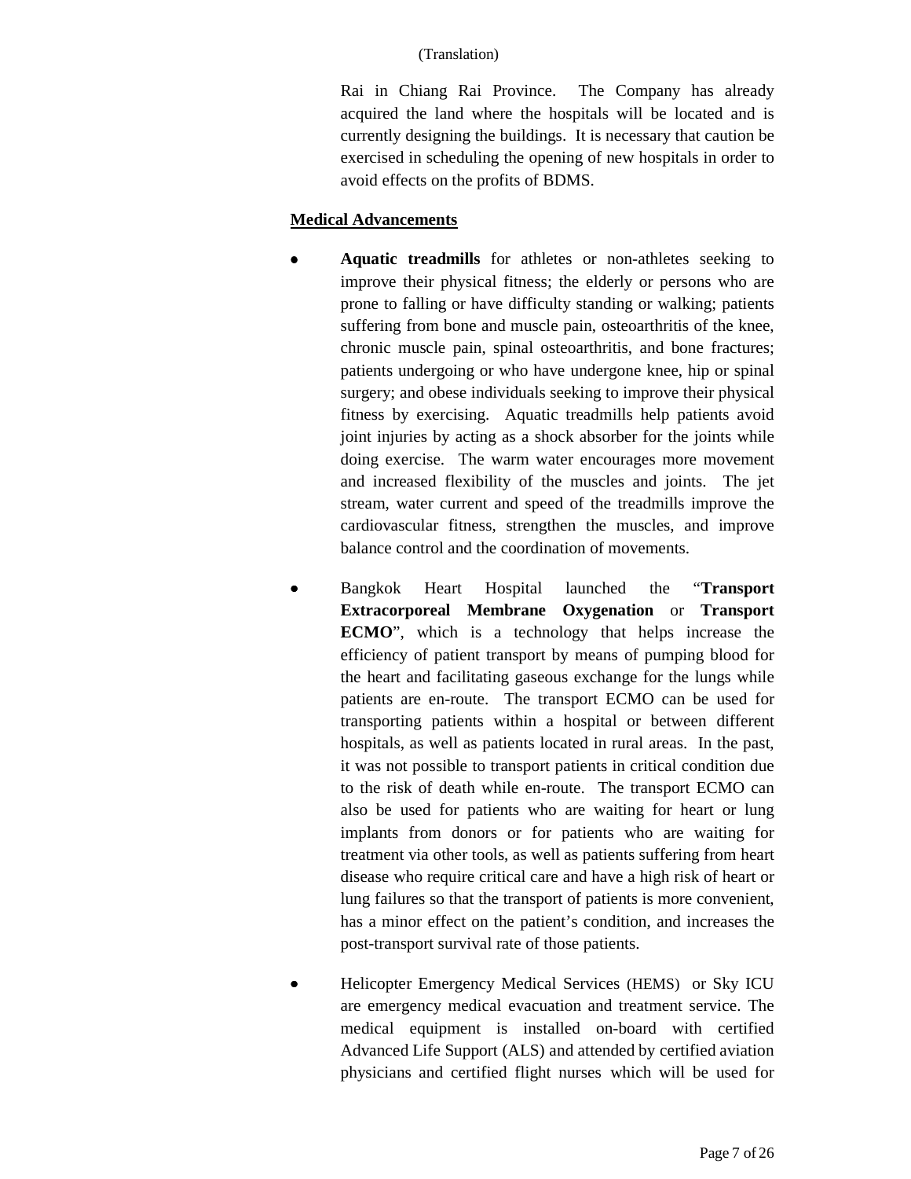(Translation)

Rai in Chiang Rai Province. The Company has already acquired the land where the hospitals will be located and is currently designing the buildings. It is necessary that caution be exercised in scheduling the opening of new hospitals in order to avoid effects on the profits of BDMS.

**Medical Advancements**

- **Aquatic treadmills** for athletes or non-athletes seeking to improve their physical fitness; the elderly or persons who are prone to falling or have difficulty standing or walking; patients suffering from bone and muscle pain, osteoarthritis of the knee, chronic muscle pain, spinal osteoarthritis, and bone fractures; patients undergoing or who have undergone knee, hip or spinal surgery; and obese individuals seeking to improve their physical fitness by exercising. Aquatic treadmills help patients avoid joint injuries by acting as a shock absorber for the joints while doing exercise. The warm water encourages more movement and increased flexibility of the muscles and joints. The jet stream, water current and speed of the treadmills improve the cardiovascular fitness, strengthen the muscles, and improve balance control and the coordination of movements.

- Bangkok Heart Hospital launched the "**Transport Extracorporeal Membrane Oxygenation** or **Transport ECMO**", which is a technology that helps increase the efficiency of patient transport by means of pumping blood for the heart and facilitating gaseous exchange for the lungs while patients are en-route. The transport ECMO can be used for transporting patients within a hospital or between different hospitals, as well as patients located in rural areas. In the past, it was not possible to transport patients in critical condition due to the risk of death while en-route. The transport ECMO can also be used for patients who are waiting for heart or lung implants from donors or for patients who are waiting for treatment via other tools, as well as patients suffering from heart disease who require critical care and have a high risk of heart or lung failures so that the transport of patients is more convenient, has a minor effect on the patient's condition, and increases the post-transport survival rate of those patients.

- Helicopter Emergency Medical Services (HEMS) or Sky ICU are emergency medical evacuation and treatment service. The medical equipment is installed on-board with certified Advanced Life Support (ALS) and attended by certified aviation physicians and certified flight nurses which will be used for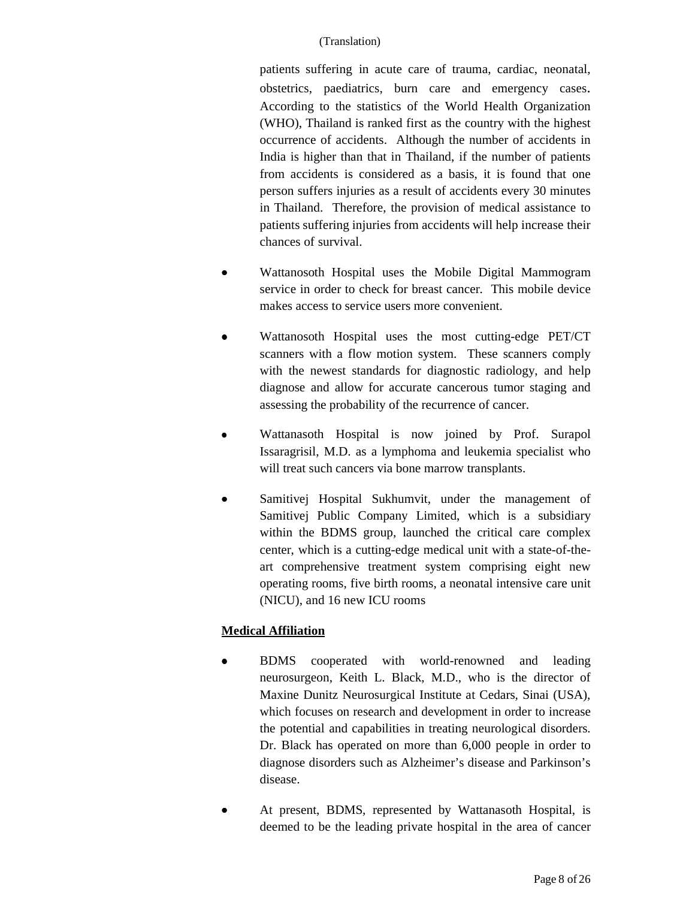(Translation)

patients suffering in acute care of trauma, cardiac, neonatal, obstetrics, paediatrics, burn care and emergency cases. According to the statistics of the World Health Organization (WHO), Thailand is ranked first as the country with the highest occurrence of accidents. Although the number of accidents in India is higher than that in Thailand, if the number of patients from accidents is considered as a basis, it is found that one person suffers injuries as a result of accidents every 30 minutes in Thailand. Therefore, the provision of medical assistance to patients suffering injuries from accidents will help increase their chances of survival.

- Wattanosoth Hospital uses the Mobile Digital Mammogram service in order to check for breast cancer. This mobile device makes access to service users more convenient.
- Wattanosoth Hospital uses the most cutting-edge PET/CT scanners with a flow motion system. These scanners comply with the newest standards for diagnostic radiology, and help diagnose and allow for accurate cancerous tumor staging and assessing the probability of the recurrence of cancer.
- Wattanasoth Hospital is now joined by Prof. Surapol Issaragrisil, M.D. as a lymphoma and leukemia specialist who will treat such cancers via bone marrow transplants.
- Samitivej Hospital Sukhumvit, under the management of Samitivej Public Company Limited, which is a subsidiary within the BDMS group, launched the critical care complex center, which is a cutting-edge medical unit with a state-of-the-art comprehensive treatment system comprising eight new operating rooms, five birth rooms, a neonatal intensive care unit (NICU), and 16 new ICU rooms

**Medical Affiliation**

- BDMS cooperated with world-renowned and leading neurosurgeon, Keith L. Black, M.D., who is the director of Maxine Dunitz Neurosurgical Institute at Cedars, Sinai (USA), which focuses on research and development in order to increase the potential and capabilities in treating neurological disorders. Dr. Black has operated on more than 6,000 people in order to diagnose disorders such as Alzheimer's disease and Parkinson's disease.
- At present, BDMS, represented by Wattanasoth Hospital, is deemed to be the leading private hospital in the area of cancer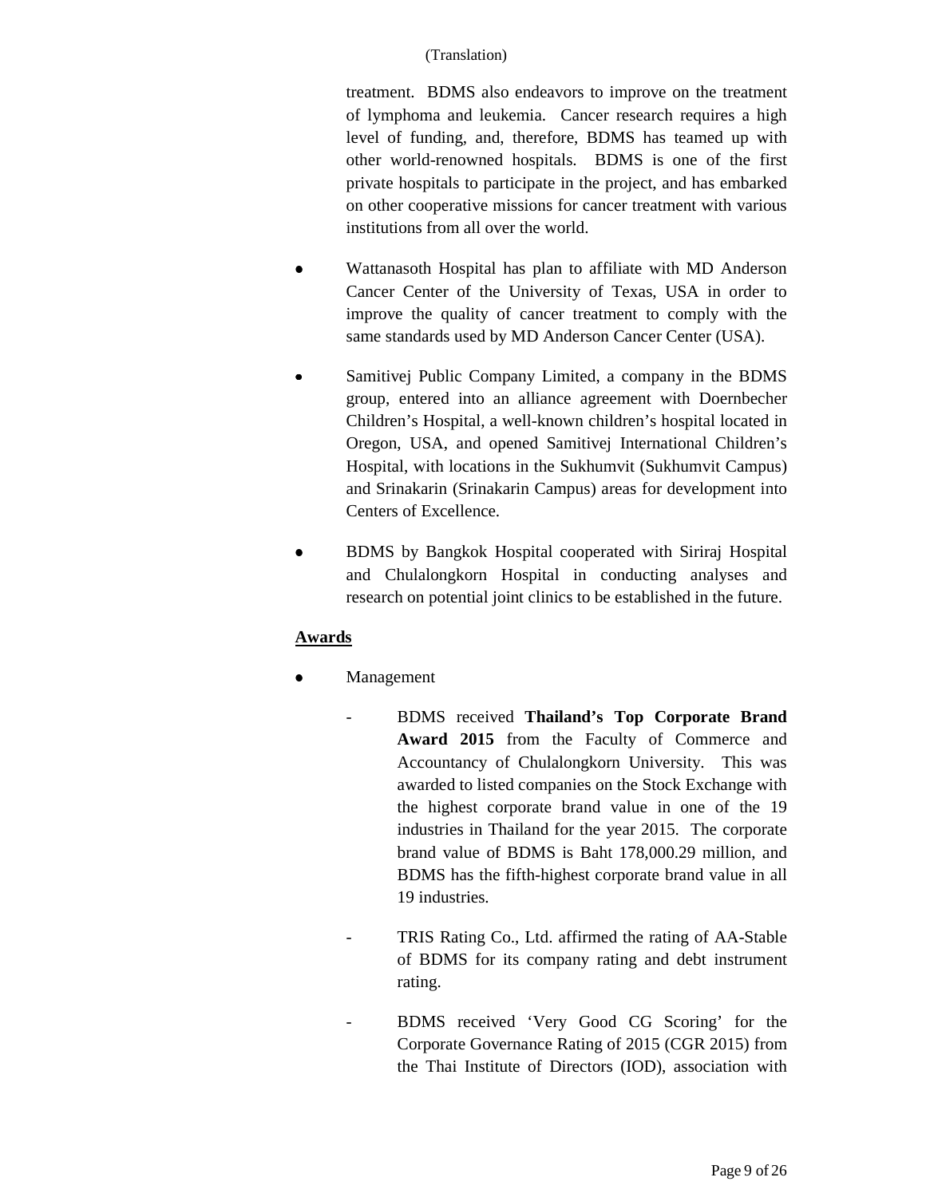(Translation)

treatment. BDMS also endeavors to improve on the treatment of lymphoma and leukemia. Cancer research requires a high level of funding, and, therefore, BDMS has teamed up with other world-renowned hospitals. BDMS is one of the first private hospitals to participate in the project, and has embarked on other cooperative missions for cancer treatment with various institutions from all over the world.

- Wattanasoth Hospital has plan to affiliate with MD Anderson Cancer Center of the University of Texas, USA in order to improve the quality of cancer treatment to comply with the same standards used by MD Anderson Cancer Center (USA).

- Samitivej Public Company Limited, a company in the BDMS group, entered into an alliance agreement with Doernbecher Children's Hospital, a well-known children's hospital located in Oregon, USA, and opened Samitivej International Children's Hospital, with locations in the Sukhumvit (Sukhumvit Campus) and Srinakarin (Srinakarin Campus) areas for development into Centers of Excellence.

- BDMS by Bangkok Hospital cooperated with Siriraj Hospital and Chulalongkorn Hospital in conducting analyses and research on potential joint clinics to be established in the future.

**Awards**

- Management

  - BDMS received **Thailand's Top Corporate Brand Award 2015** from the Faculty of Commerce and Accountancy of Chulalongkorn University. This was awarded to listed companies on the Stock Exchange with the highest corporate brand value in one of the 19 industries in Thailand for the year 2015. The corporate brand value of BDMS is Baht 178,000.29 million, and BDMS has the fifth-highest corporate brand value in all 19 industries.

  - TRIS Rating Co., Ltd. affirmed the rating of AA-Stable of BDMS for its company rating and debt instrument rating.

  - BDMS received 'Very Good CG Scoring' for the Corporate Governance Rating of 2015 (CGR 2015) from the Thai Institute of Directors (IOD), association with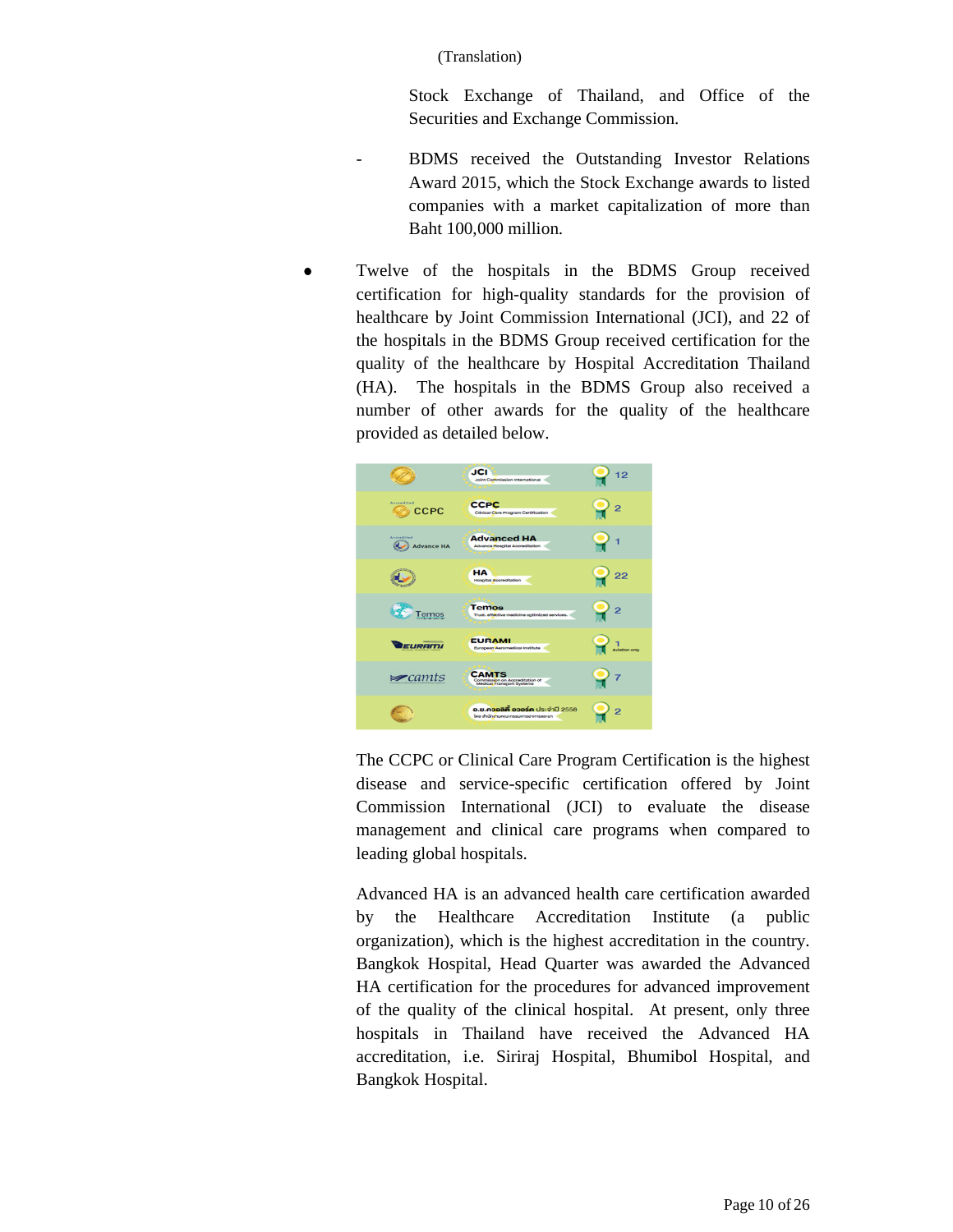Stock Exchange of Thailand, and Office of the Securities and Exchange Commission.

- BDMS received the Outstanding Investor Relations Award 2015, which the Stock Exchange awards to listed companies with a market capitalization of more than Baht 100,000 million.

- Twelve of the hospitals in the BDMS Group received certification for high-quality standards for the provision of healthcare by Joint Commission International (JCI), and 22 of the hospitals in the BDMS Group received certification for the quality of the healthcare by Hospital Accreditation Thailand (HA). The hospitals in the BDMS Group also received a number of other awards for the quality of the healthcare provided as detailed below.

| Certification | Number of hospitals |
| --- | --- |
| JCI – Joint Commission International | 12 |
| CCPC – Clinical Care Program Certification | 2 |
| Advanced HA – Advance Hospital Accreditation | 1 |
| HA – Hospital Accreditation | 22 |
| Temos – Trust, effective medicine optimized services | 2 |
| EURAMI – European Aeromedical Institute | 1 (Aviation only) |
| CAMTS – Commission on Accreditation of Medical Transport Systems | 7 |
| อ.ย.ควอลิตี้ อวอร์ด ประจำปี 2558 | 2 |

The CCPC or Clinical Care Program Certification is the highest disease and service-specific certification offered by Joint Commission International (JCI) to evaluate the disease management and clinical care programs when compared to leading global hospitals.

Advanced HA is an advanced health care certification awarded by the Healthcare Accreditation Institute (a public organization), which is the highest accreditation in the country. Bangkok Hospital, Head Quarter was awarded the Advanced HA certification for the procedures for advanced improvement of the quality of the clinical hospital. At present, only three hospitals in Thailand have received the Advanced HA accreditation, i.e. Siriraj Hospital, Bhumibol Hospital, and Bangkok Hospital.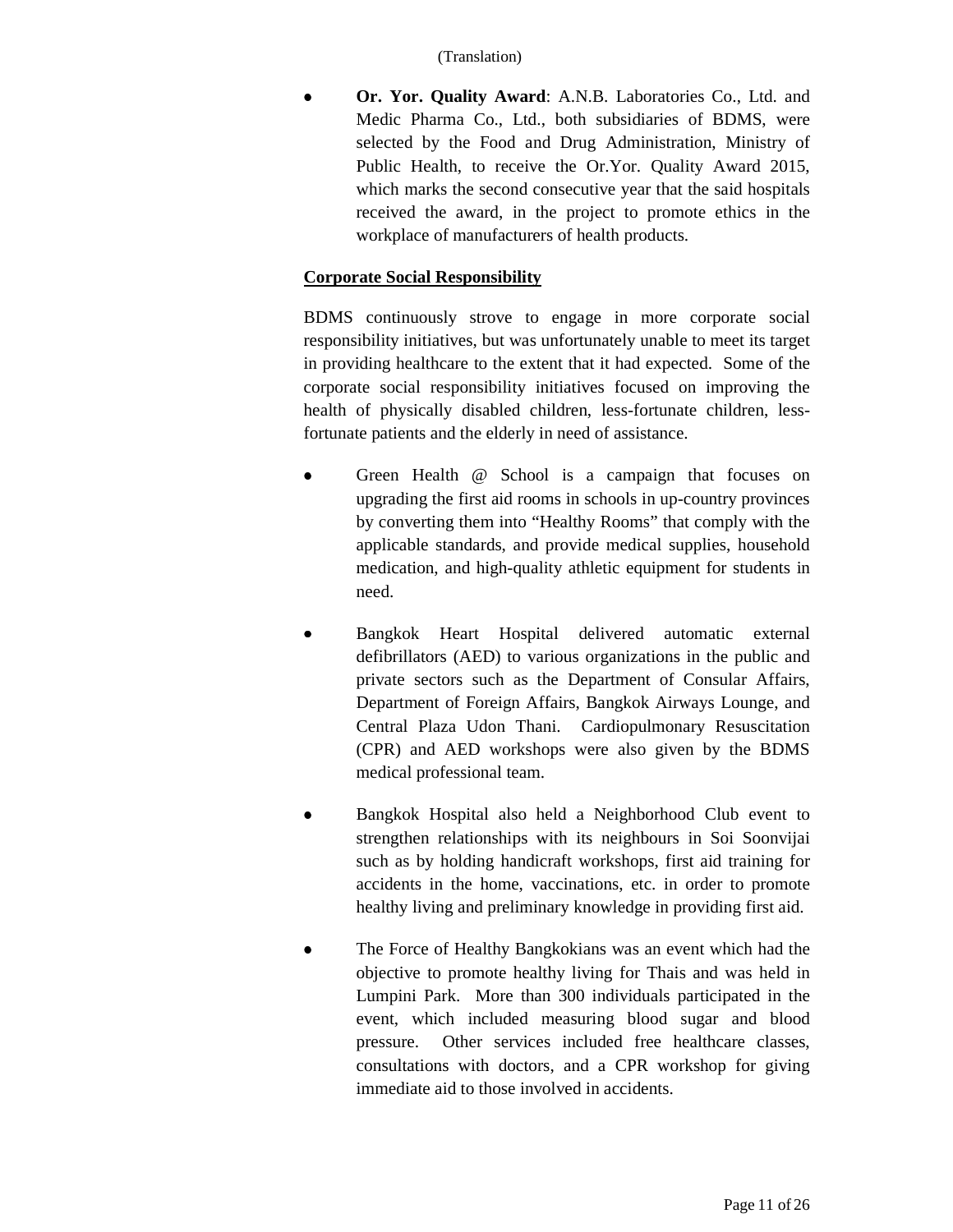- **Or. Yor. Quality Award**: A.N.B. Laboratories Co., Ltd. and Medic Pharma Co., Ltd., both subsidiaries of BDMS, were selected by the Food and Drug Administration, Ministry of Public Health, to receive the Or.Yor. Quality Award 2015, which marks the second consecutive year that the said hospitals received the award, in the project to promote ethics in the workplace of manufacturers of health products.

**Corporate Social Responsibility**

BDMS continuously strove to engage in more corporate social responsibility initiatives, but was unfortunately unable to meet its target in providing healthcare to the extent that it had expected. Some of the corporate social responsibility initiatives focused on improving the health of physically disabled children, less-fortunate children, less-fortunate patients and the elderly in need of assistance.

- Green Health @ School is a campaign that focuses on upgrading the first aid rooms in schools in up-country provinces by converting them into "Healthy Rooms" that comply with the applicable standards, and provide medical supplies, household medication, and high-quality athletic equipment for students in need.

- Bangkok Heart Hospital delivered automatic external defibrillators (AED) to various organizations in the public and private sectors such as the Department of Consular Affairs, Department of Foreign Affairs, Bangkok Airways Lounge, and Central Plaza Udon Thani. Cardiopulmonary Resuscitation (CPR) and AED workshops were also given by the BDMS medical professional team.

- Bangkok Hospital also held a Neighborhood Club event to strengthen relationships with its neighbours in Soi Soonvijai such as by holding handicraft workshops, first aid training for accidents in the home, vaccinations, etc. in order to promote healthy living and preliminary knowledge in providing first aid.

- The Force of Healthy Bangkokians was an event which had the objective to promote healthy living for Thais and was held in Lumpini Park. More than 300 individuals participated in the event, which included measuring blood sugar and blood pressure. Other services included free healthcare classes, consultations with doctors, and a CPR workshop for giving immediate aid to those involved in accidents.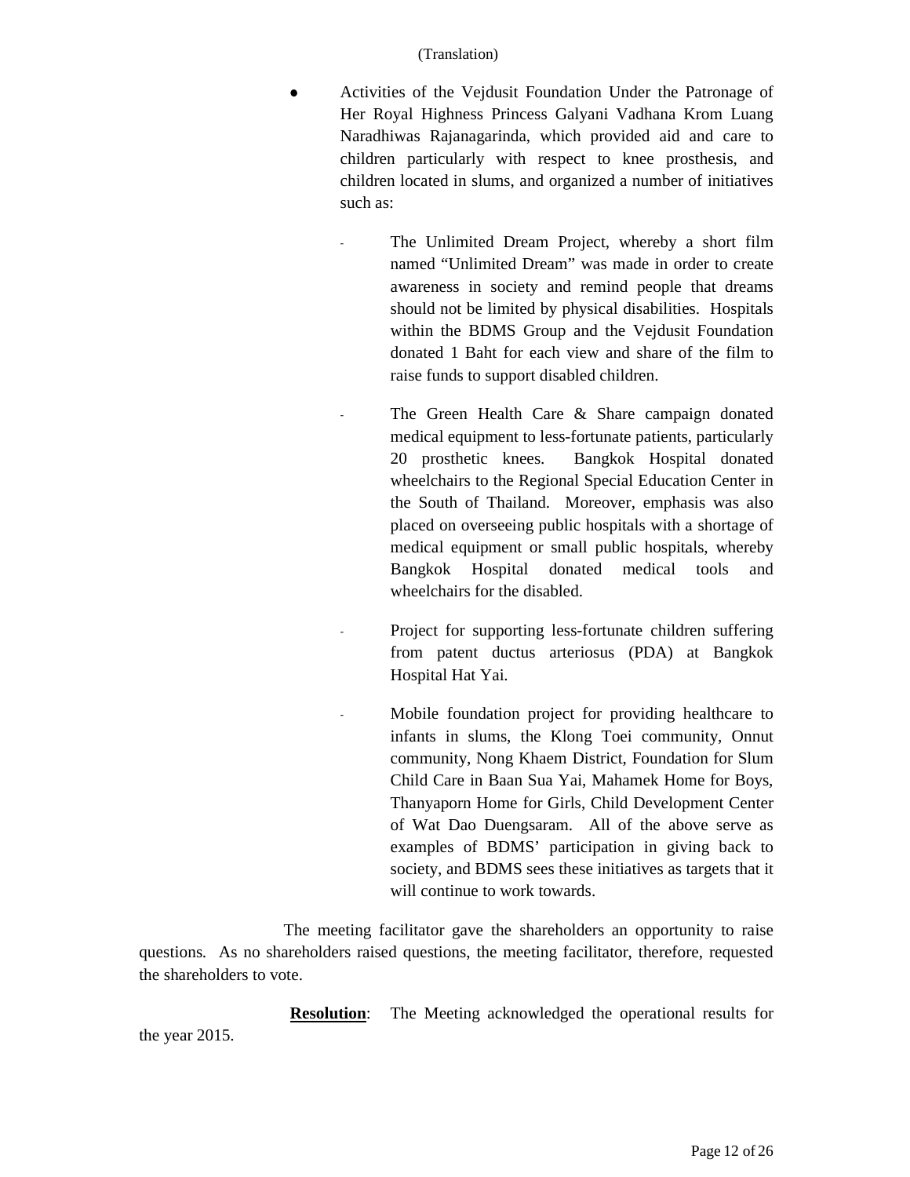(Translation)

- Activities of the Vejdusit Foundation Under the Patronage of Her Royal Highness Princess Galyani Vadhana Krom Luang Naradhiwas Rajanagarinda, which provided aid and care to children particularly with respect to knee prosthesis, and children located in slums, and organized a number of initiatives such as:

  - The Unlimited Dream Project, whereby a short film named "Unlimited Dream" was made in order to create awareness in society and remind people that dreams should not be limited by physical disabilities. Hospitals within the BDMS Group and the Vejdusit Foundation donated 1 Baht for each view and share of the film to raise funds to support disabled children.

  - The Green Health Care & Share campaign donated medical equipment to less-fortunate patients, particularly 20 prosthetic knees. Bangkok Hospital donated wheelchairs to the Regional Special Education Center in the South of Thailand. Moreover, emphasis was also placed on overseeing public hospitals with a shortage of medical equipment or small public hospitals, whereby Bangkok Hospital donated medical tools and wheelchairs for the disabled.

  - Project for supporting less-fortunate children suffering from patent ductus arteriosus (PDA) at Bangkok Hospital Hat Yai.

  - Mobile foundation project for providing healthcare to infants in slums, the Klong Toei community, Onnut community, Nong Khaem District, Foundation for Slum Child Care in Baan Sua Yai, Mahamek Home for Boys, Thanyaporn Home for Girls, Child Development Center of Wat Dao Duengsaram. All of the above serve as examples of BDMS' participation in giving back to society, and BDMS sees these initiatives as targets that it will continue to work towards.

The meeting facilitator gave the shareholders an opportunity to raise questions. As no shareholders raised questions, the meeting facilitator, therefore, requested the shareholders to vote.

**Resolution**: The Meeting acknowledged the operational results for the year 2015.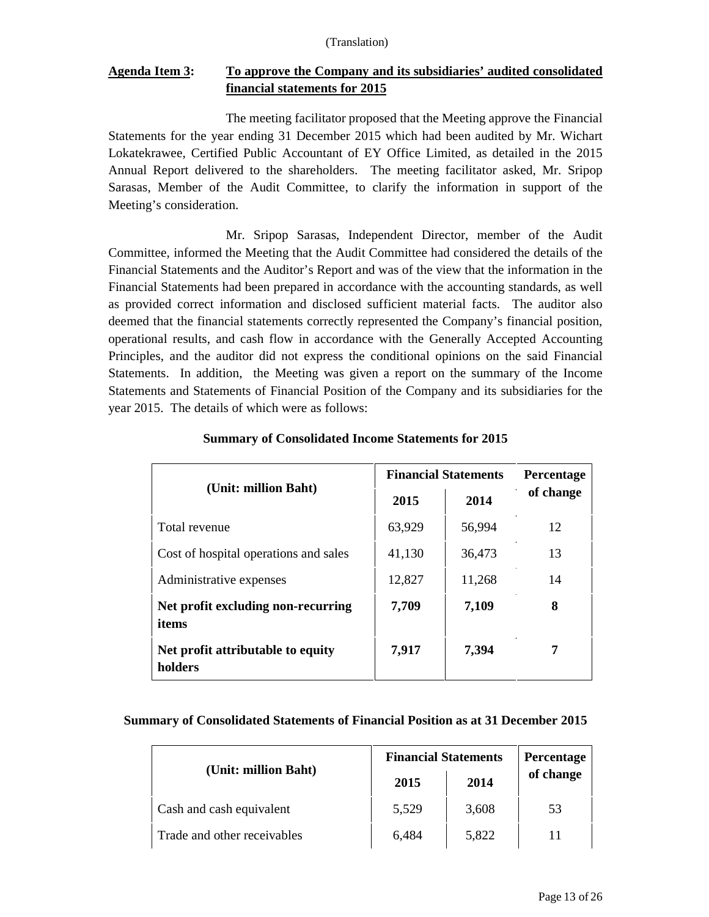(Translation)

**Agenda Item 3:** **To approve the Company and its subsidiaries' audited consolidated financial statements for 2015**

The meeting facilitator proposed that the Meeting approve the Financial Statements for the year ending 31 December 2015 which had been audited by Mr. Wichart Lokatekrawee, Certified Public Accountant of EY Office Limited, as detailed in the 2015 Annual Report delivered to the shareholders. The meeting facilitator asked, Mr. Sripop Sarasas, Member of the Audit Committee, to clarify the information in support of the Meeting's consideration.

Mr. Sripop Sarasas, Independent Director, member of the Audit Committee, informed the Meeting that the Audit Committee had considered the details of the Financial Statements and the Auditor's Report and was of the view that the information in the Financial Statements had been prepared in accordance with the accounting standards, as well as provided correct information and disclosed sufficient material facts. The auditor also deemed that the financial statements correctly represented the Company's financial position, operational results, and cash flow in accordance with the Generally Accepted Accounting Principles, and the auditor did not express the conditional opinions on the said Financial Statements. In addition, the Meeting was given a report on the summary of the Income Statements and Statements of Financial Position of the Company and its subsidiaries for the year 2015. The details of which were as follows:

**Summary of Consolidated Income Statements for 2015**

| (Unit: million Baht) | Financial Statements | | Percentage of change |
|---|---|---|---|
| | 2015 | 2014 | |
| Total revenue | 63,929 | 56,994 | 12 |
| Cost of hospital operations and sales | 41,130 | 36,473 | 13 |
| Administrative expenses | 12,827 | 11,268 | 14 |
| **Net profit excluding non-recurring items** | **7,709** | **7,109** | **8** |
| **Net profit attributable to equity holders** | **7,917** | **7,394** | **7** |

**Summary of Consolidated Statements of Financial Position as at 31 December 2015**

| (Unit: million Baht) | Financial Statements | | Percentage of change |
|---|---|---|---|
| | 2015 | 2014 | |
| Cash and cash equivalent | 5,529 | 3,608 | 53 |
| Trade and other receivables | 6,484 | 5,822 | 11 |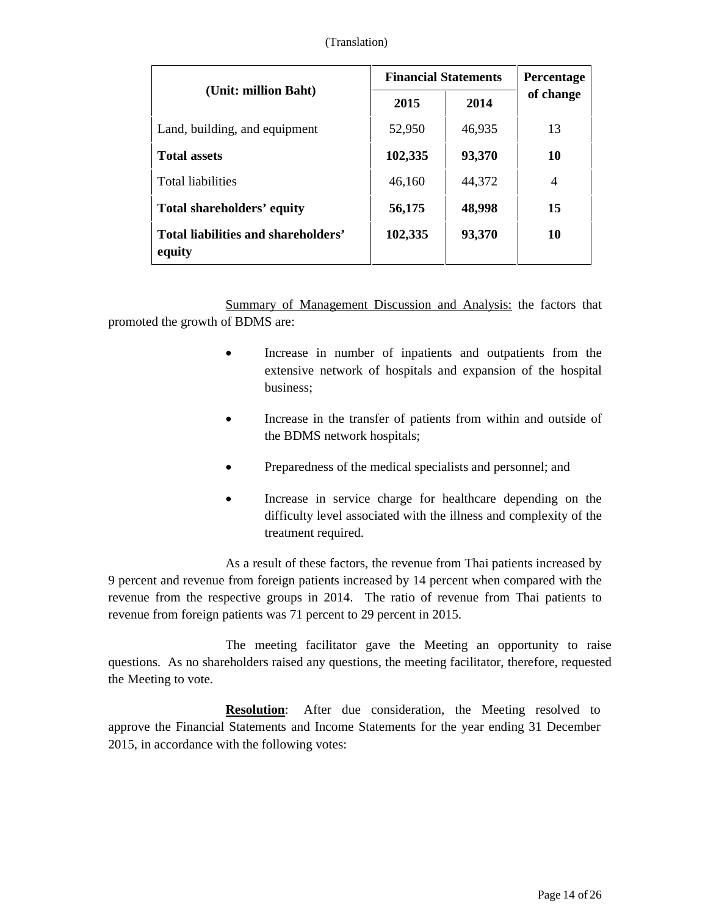(Translation)

| (Unit: million Baht) | Financial Statements | | Percentage of change |
|---|---|---|---|
| | 2015 | 2014 | |
| Land, building, and equipment | 52,950 | 46,935 | 13 |
| **Total assets** | **102,335** | **93,370** | **10** |
| Total liabilities | 46,160 | 44,372 | 4 |
| **Total shareholders' equity** | **56,175** | **48,998** | **15** |
| **Total liabilities and shareholders' equity** | **102,335** | **93,370** | **10** |

Summary of Management Discussion and Analysis: the factors that promoted the growth of BDMS are:

- Increase in number of inpatients and outpatients from the extensive network of hospitals and expansion of the hospital business;
- Increase in the transfer of patients from within and outside of the BDMS network hospitals;
- Preparedness of the medical specialists and personnel; and
- Increase in service charge for healthcare depending on the difficulty level associated with the illness and complexity of the treatment required.

As a result of these factors, the revenue from Thai patients increased by 9 percent and revenue from foreign patients increased by 14 percent when compared with the revenue from the respective groups in 2014. The ratio of revenue from Thai patients to revenue from foreign patients was 71 percent to 29 percent in 2015.

The meeting facilitator gave the Meeting an opportunity to raise questions. As no shareholders raised any questions, the meeting facilitator, therefore, requested the Meeting to vote.

**Resolution**: After due consideration, the Meeting resolved to approve the Financial Statements and Income Statements for the year ending 31 December 2015, in accordance with the following votes: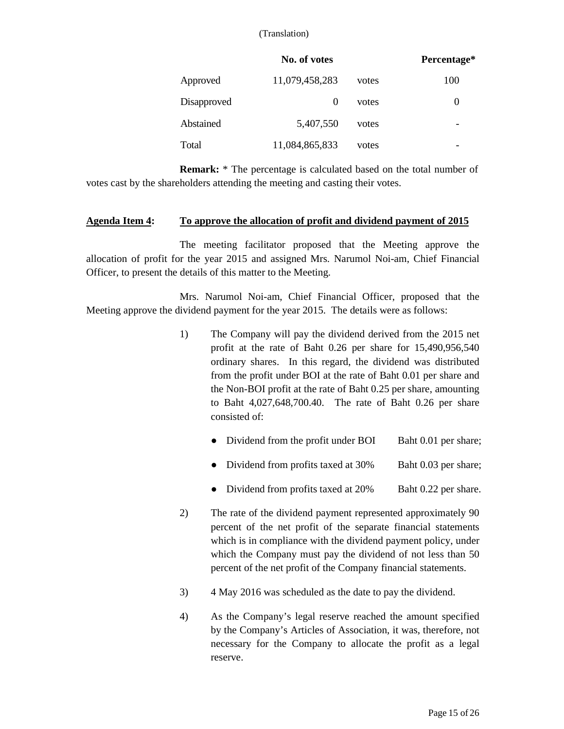(Translation)

| | No. of votes | | Percentage* |
|---|---|---|---|
| Approved | 11,079,458,283 | votes | 100 |
| Disapproved | 0 | votes | 0 |
| Abstained | 5,407,550 | votes | - |
| Total | 11,084,865,833 | votes | - |

**Remark:** * The percentage is calculated based on the total number of votes cast by the shareholders attending the meeting and casting their votes.

**<u>Agenda Item 4</u>: <u>To approve the allocation of profit and dividend payment of 2015</u>**

The meeting facilitator proposed that the Meeting approve the allocation of profit for the year 2015 and assigned Mrs. Narumol Noi-am, Chief Financial Officer, to present the details of this matter to the Meeting.

Mrs. Narumol Noi-am, Chief Financial Officer, proposed that the Meeting approve the dividend payment for the year 2015. The details were as follows:

1) The Company will pay the dividend derived from the 2015 net profit at the rate of Baht 0.26 per share for 15,490,956,540 ordinary shares. In this regard, the dividend was distributed from the profit under BOI at the rate of Baht 0.01 per share and the Non-BOI profit at the rate of Baht 0.25 per share, amounting to Baht 4,027,648,700.40. The rate of Baht 0.26 per share consisted of:

   - Dividend from the profit under BOI Baht 0.01 per share;
   - Dividend from profits taxed at 30% Baht 0.03 per share;
   - Dividend from profits taxed at 20% Baht 0.22 per share.

2) The rate of the dividend payment represented approximately 90 percent of the net profit of the separate financial statements which is in compliance with the dividend payment policy, under which the Company must pay the dividend of not less than 50 percent of the net profit of the Company financial statements.

3) 4 May 2016 was scheduled as the date to pay the dividend.

4) As the Company's legal reserve reached the amount specified by the Company's Articles of Association, it was, therefore, not necessary for the Company to allocate the profit as a legal reserve.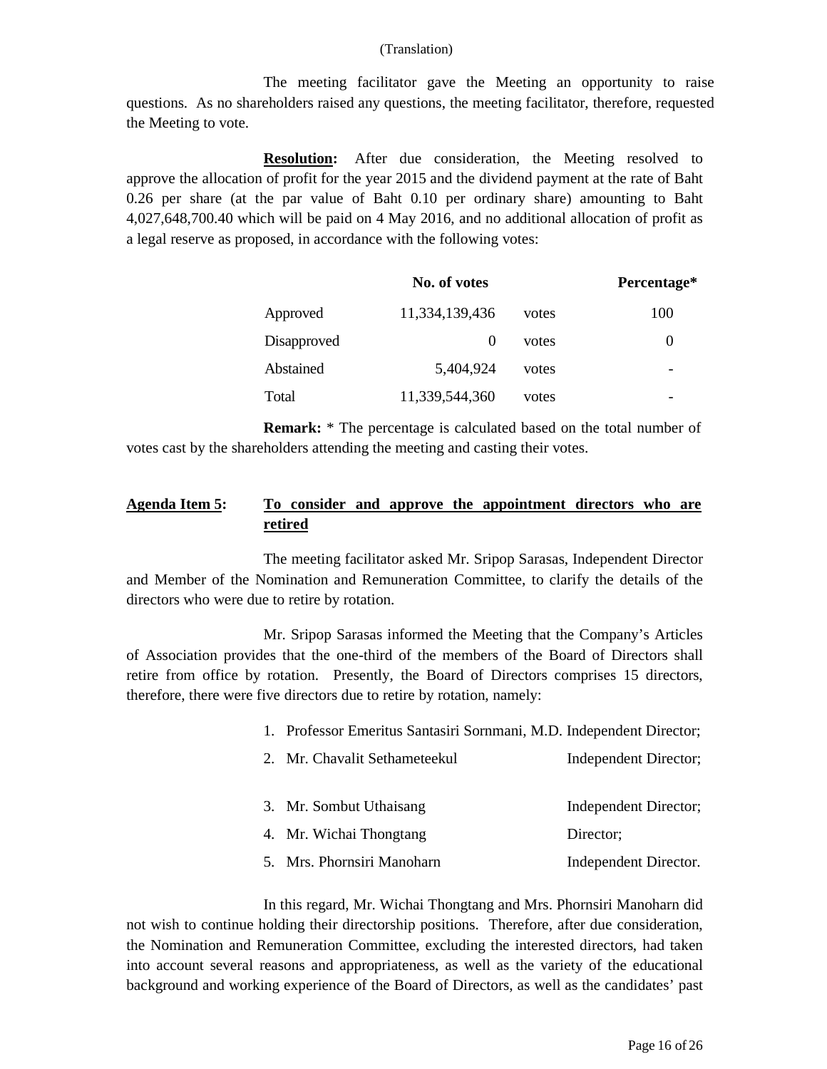(Translation)

The meeting facilitator gave the Meeting an opportunity to raise questions. As no shareholders raised any questions, the meeting facilitator, therefore, requested the Meeting to vote.

**Resolution:** After due consideration, the Meeting resolved to approve the allocation of profit for the year 2015 and the dividend payment at the rate of Baht 0.26 per share (at the par value of Baht 0.10 per ordinary share) amounting to Baht 4,027,648,700.40 which will be paid on 4 May 2016, and no additional allocation of profit as a legal reserve as proposed, in accordance with the following votes:

| | No. of votes | | Percentage* |
|---|---|---|---|
| Approved | 11,334,139,436 | votes | 100 |
| Disapproved | 0 | votes | 0 |
| Abstained | 5,404,924 | votes | - |
| Total | 11,339,544,360 | votes | - |

**Remark:** * The percentage is calculated based on the total number of votes cast by the shareholders attending the meeting and casting their votes.

**Agenda Item 5: To consider and approve the appointment directors who are retired**

The meeting facilitator asked Mr. Sripop Sarasas, Independent Director and Member of the Nomination and Remuneration Committee, to clarify the details of the directors who were due to retire by rotation.

Mr. Sripop Sarasas informed the Meeting that the Company's Articles of Association provides that the one-third of the members of the Board of Directors shall retire from office by rotation. Presently, the Board of Directors comprises 15 directors, therefore, there were five directors due to retire by rotation, namely:

1. Professor Emeritus Santasiri Sornmani, M.D. Independent Director;
2. Mr. Chavalit Sethameteekul Independent Director;
3. Mr. Sombut Uthaisang Independent Director;
4. Mr. Wichai Thongtang Director;
5. Mrs. Phornsiri Manoharn Independent Director.

In this regard, Mr. Wichai Thongtang and Mrs. Phornsiri Manoharn did not wish to continue holding their directorship positions. Therefore, after due consideration, the Nomination and Remuneration Committee, excluding the interested directors, had taken into account several reasons and appropriateness, as well as the variety of the educational background and working experience of the Board of Directors, as well as the candidates' past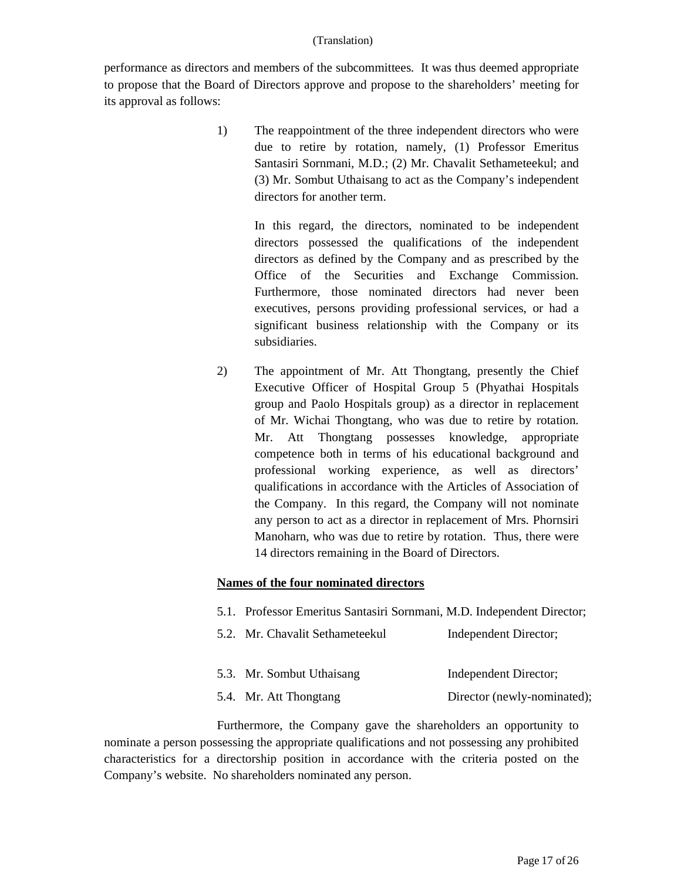(Translation)

performance as directors and members of the subcommittees. It was thus deemed appropriate to propose that the Board of Directors approve and propose to the shareholders' meeting for its approval as follows:

1) The reappointment of the three independent directors who were due to retire by rotation, namely, (1) Professor Emeritus Santasiri Sornmani, M.D.; (2) Mr. Chavalit Sethameteekul; and (3) Mr. Sombut Uthaisang to act as the Company's independent directors for another term.

   In this regard, the directors, nominated to be independent directors possessed the qualifications of the independent directors as defined by the Company and as prescribed by the Office of the Securities and Exchange Commission. Furthermore, those nominated directors had never been executives, persons providing professional services, or had a significant business relationship with the Company or its subsidiaries.

2) The appointment of Mr. Att Thongtang, presently the Chief Executive Officer of Hospital Group 5 (Phyathai Hospitals group and Paolo Hospitals group) as a director in replacement of Mr. Wichai Thongtang, who was due to retire by rotation. Mr. Att Thongtang possesses knowledge, appropriate competence both in terms of his educational background and professional working experience, as well as directors' qualifications in accordance with the Articles of Association of the Company. In this regard, the Company will not nominate any person to act as a director in replacement of Mrs. Phornsiri Manoharn, who was due to retire by rotation. Thus, there were 14 directors remaining in the Board of Directors.

**Names of the four nominated directors**

5.1. Professor Emeritus Santasiri Sornmani, M.D. Independent Director;

5.2. Mr. Chavalit Sethameteekul — Independent Director;

5.3. Mr. Sombut Uthaisang — Independent Director;

5.4. Mr. Att Thongtang — Director (newly-nominated);

Furthermore, the Company gave the shareholders an opportunity to nominate a person possessing the appropriate qualifications and not possessing any prohibited characteristics for a directorship position in accordance with the criteria posted on the Company's website. No shareholders nominated any person.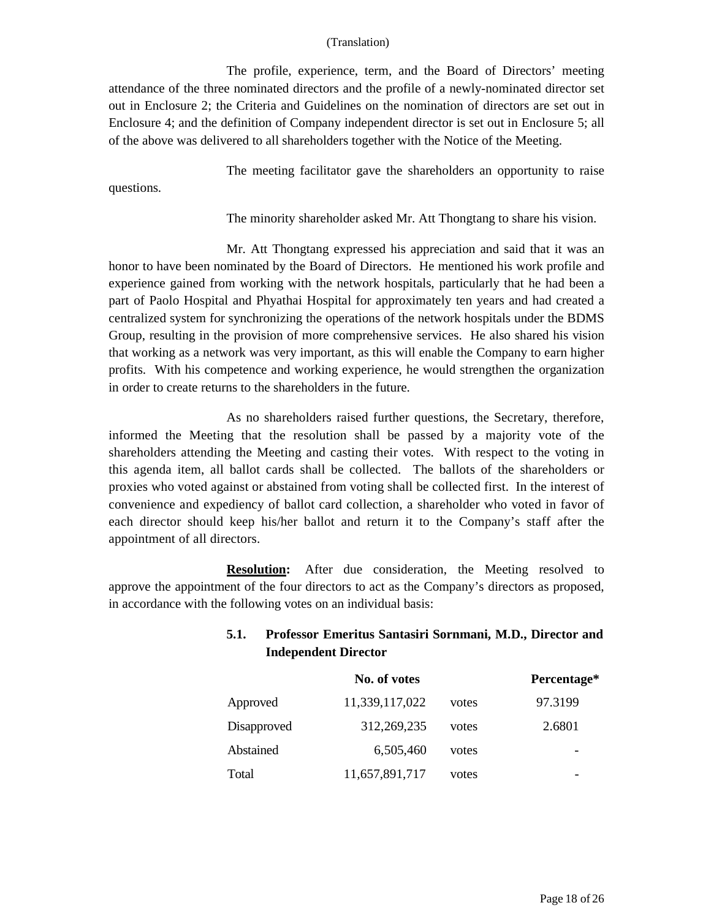(Translation)

The profile, experience, term, and the Board of Directors' meeting attendance of the three nominated directors and the profile of a newly-nominated director set out in Enclosure 2; the Criteria and Guidelines on the nomination of directors are set out in Enclosure 4; and the definition of Company independent director is set out in Enclosure 5; all of the above was delivered to all shareholders together with the Notice of the Meeting.

The meeting facilitator gave the shareholders an opportunity to raise questions.

The minority shareholder asked Mr. Att Thongtang to share his vision.

Mr. Att Thongtang expressed his appreciation and said that it was an honor to have been nominated by the Board of Directors. He mentioned his work profile and experience gained from working with the network hospitals, particularly that he had been a part of Paolo Hospital and Phyathai Hospital for approximately ten years and had created a centralized system for synchronizing the operations of the network hospitals under the BDMS Group, resulting in the provision of more comprehensive services. He also shared his vision that working as a network was very important, as this will enable the Company to earn higher profits. With his competence and working experience, he would strengthen the organization in order to create returns to the shareholders in the future.

As no shareholders raised further questions, the Secretary, therefore, informed the Meeting that the resolution shall be passed by a majority vote of the shareholders attending the Meeting and casting their votes. With respect to the voting in this agenda item, all ballot cards shall be collected. The ballots of the shareholders or proxies who voted against or abstained from voting shall be collected first. In the interest of convenience and expediency of ballot card collection, a shareholder who voted in favor of each director should keep his/her ballot and return it to the Company's staff after the appointment of all directors.

**Resolution:** After due consideration, the Meeting resolved to approve the appointment of the four directors to act as the Company's directors as proposed, in accordance with the following votes on an individual basis:

**5.1. Professor Emeritus Santasiri Sornmani, M.D., Director and Independent Director**

| | No. of votes | | Percentage* |
|---|---|---|---|
| Approved | 11,339,117,022 | votes | 97.3199 |
| Disapproved | 312,269,235 | votes | 2.6801 |
| Abstained | 6,505,460 | votes | - |
| Total | 11,657,891,717 | votes | - |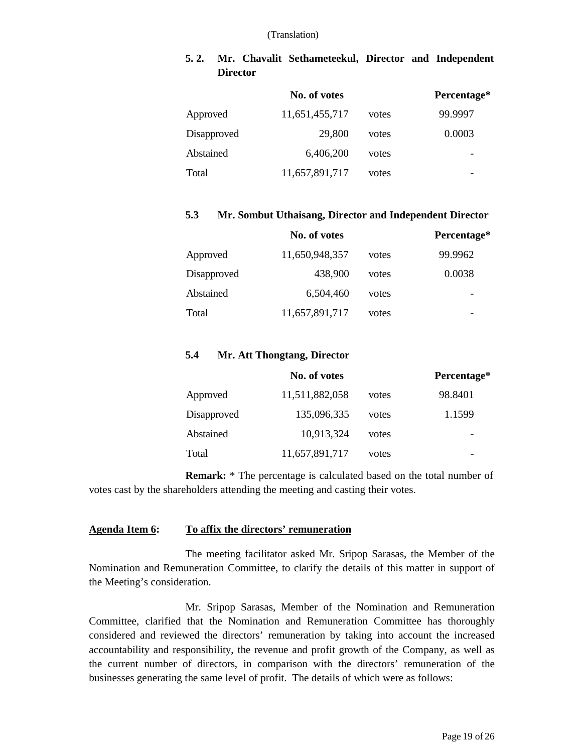(Translation)

**5. 2. Mr. Chavalit Sethameteekul, Director and Independent Director**

| | No. of votes | | Percentage* |
|---|---|---|---|
| Approved | 11,651,455,717 | votes | 99.9997 |
| Disapproved | 29,800 | votes | 0.0003 |
| Abstained | 6,406,200 | votes | - |
| Total | 11,657,891,717 | votes | - |

**5.3 Mr. Sombut Uthaisang, Director and Independent Director**

| | No. of votes | | Percentage* |
|---|---|---|---|
| Approved | 11,650,948,357 | votes | 99.9962 |
| Disapproved | 438,900 | votes | 0.0038 |
| Abstained | 6,504,460 | votes | - |
| Total | 11,657,891,717 | votes | - |

**5.4 Mr. Att Thongtang, Director**

| | No. of votes | | Percentage* |
|---|---|---|---|
| Approved | 11,511,882,058 | votes | 98.8401 |
| Disapproved | 135,096,335 | votes | 1.1599 |
| Abstained | 10,913,324 | votes | - |
| Total | 11,657,891,717 | votes | - |

**Remark:** * The percentage is calculated based on the total number of votes cast by the shareholders attending the meeting and casting their votes.

**Agenda Item 6: To affix the directors' remuneration**

The meeting facilitator asked Mr. Sripop Sarasas, the Member of the Nomination and Remuneration Committee, to clarify the details of this matter in support of the Meeting's consideration.

Mr. Sripop Sarasas, Member of the Nomination and Remuneration Committee, clarified that the Nomination and Remuneration Committee has thoroughly considered and reviewed the directors' remuneration by taking into account the increased accountability and responsibility, the revenue and profit growth of the Company, as well as the current number of directors, in comparison with the directors' remuneration of the businesses generating the same level of profit. The details of which were as follows: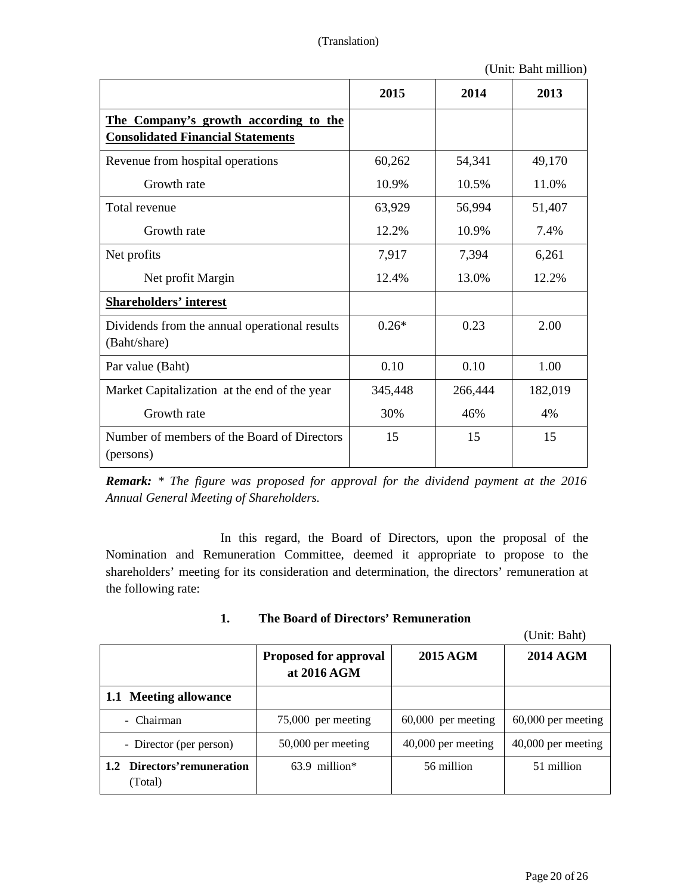(Translation)

(Unit: Baht million)

| | 2015 | 2014 | 2013 |
|---|---|---|---|
| **The Company's growth according to the Consolidated Financial Statements** | | | |
| Revenue from hospital operations | 60,262 | 54,341 | 49,170 |
| Growth rate | 10.9% | 10.5% | 11.0% |
| Total revenue | 63,929 | 56,994 | 51,407 |
| Growth rate | 12.2% | 10.9% | 7.4% |
| Net profits | 7,917 | 7,394 | 6,261 |
| Net profit Margin | 12.4% | 13.0% | 12.2% |
| **Shareholders' interest** | | | |
| Dividends from the annual operational results (Baht/share) | 0.26* | 0.23 | 2.00 |
| Par value (Baht) | 0.10 | 0.10 | 1.00 |
| Market Capitalization at the end of the year | 345,448 | 266,444 | 182,019 |
| Growth rate | 30% | 46% | 4% |
| Number of members of the Board of Directors (persons) | 15 | 15 | 15 |

***Remark:*** *\* The figure was proposed for approval for the dividend payment at the 2016 Annual General Meeting of Shareholders.*

In this regard, the Board of Directors, upon the proposal of the Nomination and Remuneration Committee, deemed it appropriate to propose to the shareholders' meeting for its consideration and determination, the directors' remuneration at the following rate:

**1. The Board of Directors' Remuneration**

(Unit: Baht)

| | Proposed for approval at 2016 AGM | 2015 AGM | 2014 AGM |
|---|---|---|---|
| **1.1 Meeting allowance** | | | |
| - Chairman | 75,000 per meeting | 60,000 per meeting | 60,000 per meeting |
| - Director (per person) | 50,000 per meeting | 40,000 per meeting | 40,000 per meeting |
| **1.2 Directors' remuneration** (Total) | 63.9 million* | 56 million | 51 million |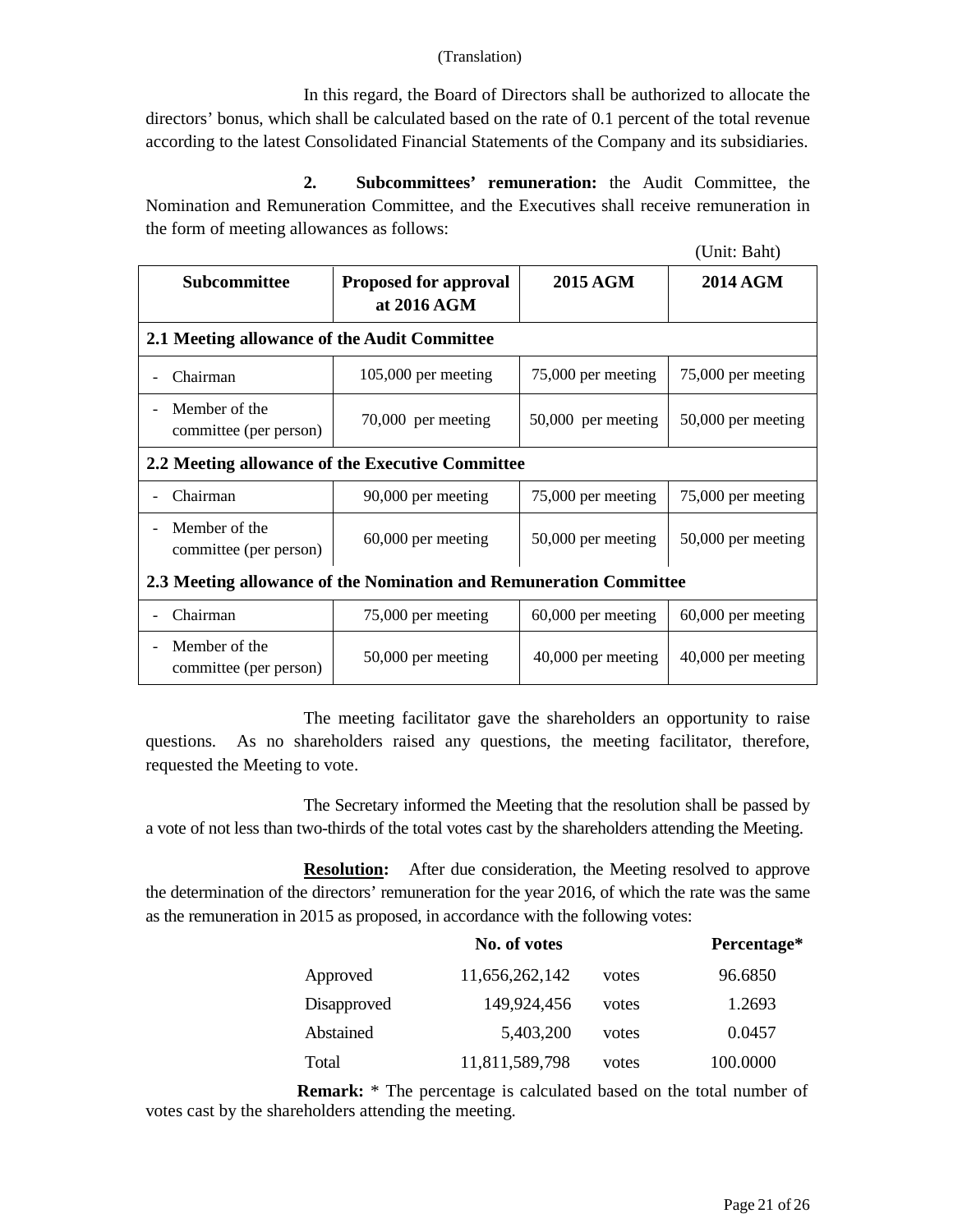(Translation)

In this regard, the Board of Directors shall be authorized to allocate the directors' bonus, which shall be calculated based on the rate of 0.1 percent of the total revenue according to the latest Consolidated Financial Statements of the Company and its subsidiaries.

**2. Subcommittees' remuneration:** the Audit Committee, the Nomination and Remuneration Committee, and the Executives shall receive remuneration in the form of meeting allowances as follows:

(Unit: Baht)

| Subcommittee | Proposed for approval at 2016 AGM | 2015 AGM | 2014 AGM |
|---|---|---|---|
| **2.1 Meeting allowance of the Audit Committee** | | | |
| - Chairman | 105,000 per meeting | 75,000 per meeting | 75,000 per meeting |
| - Member of the committee (per person) | 70,000 per meeting | 50,000 per meeting | 50,000 per meeting |
| **2.2 Meeting allowance of the Executive Committee** | | | |
| - Chairman | 90,000 per meeting | 75,000 per meeting | 75,000 per meeting |
| - Member of the committee (per person) | 60,000 per meeting | 50,000 per meeting | 50,000 per meeting |
| **2.3 Meeting allowance of the Nomination and Remuneration Committee** | | | |
| - Chairman | 75,000 per meeting | 60,000 per meeting | 60,000 per meeting |
| - Member of the committee (per person) | 50,000 per meeting | 40,000 per meeting | 40,000 per meeting |

The meeting facilitator gave the shareholders an opportunity to raise questions. As no shareholders raised any questions, the meeting facilitator, therefore, requested the Meeting to vote.

The Secretary informed the Meeting that the resolution shall be passed by a vote of not less than two-thirds of the total votes cast by the shareholders attending the Meeting.

**Resolution:** After due consideration, the Meeting resolved to approve the determination of the directors' remuneration for the year 2016, of which the rate was the same as the remuneration in 2015 as proposed, in accordance with the following votes:

| | No. of votes | | Percentage* |
|---|---|---|---|
| Approved | 11,656,262,142 | votes | 96.6850 |
| Disapproved | 149,924,456 | votes | 1.2693 |
| Abstained | 5,403,200 | votes | 0.0457 |
| Total | 11,811,589,798 | votes | 100.0000 |

**Remark:** * The percentage is calculated based on the total number of votes cast by the shareholders attending the meeting.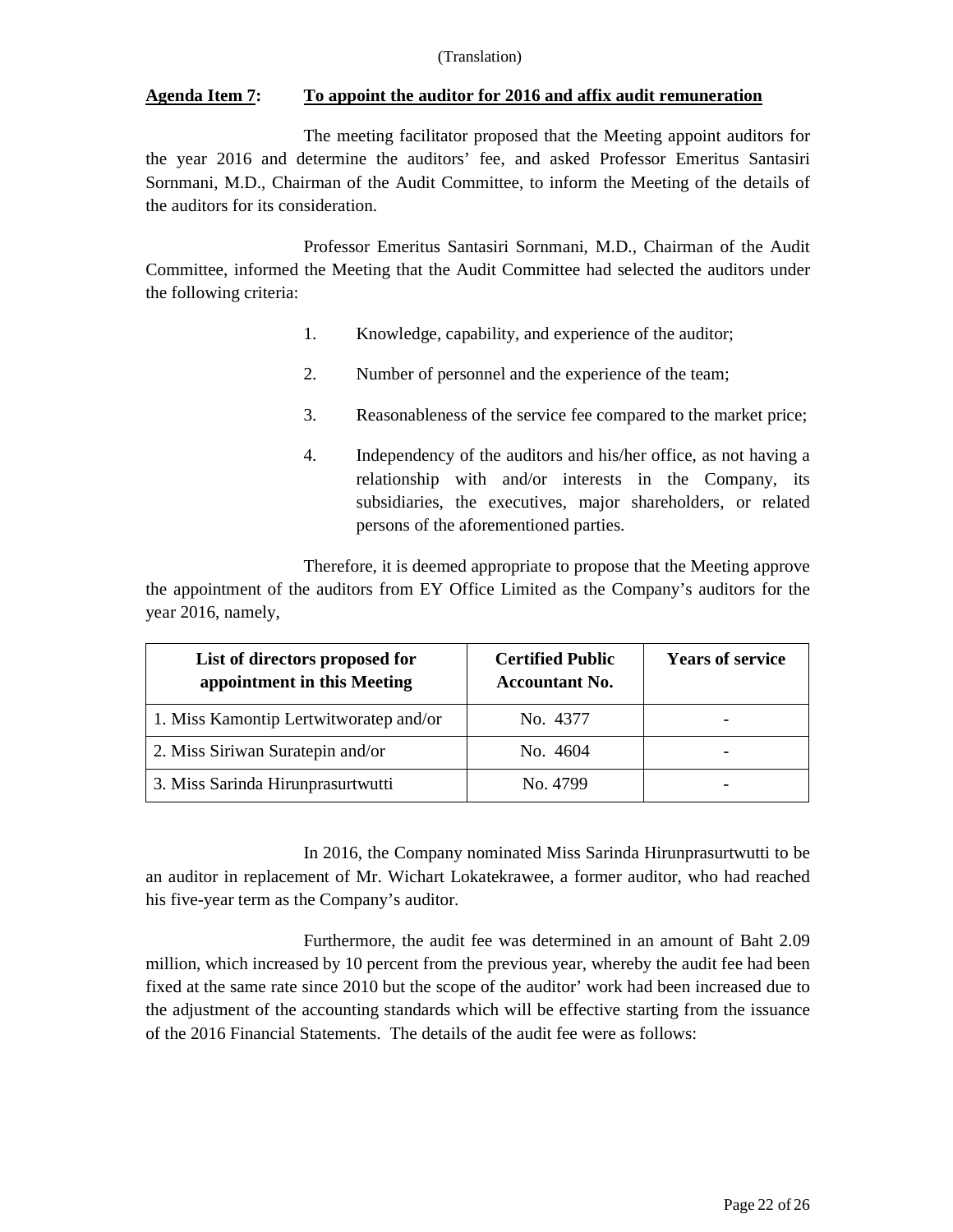(Translation)

**Agenda Item 7: To appoint the auditor for 2016 and affix audit remuneration**

The meeting facilitator proposed that the Meeting appoint auditors for the year 2016 and determine the auditors' fee, and asked Professor Emeritus Santasiri Sornmani, M.D., Chairman of the Audit Committee, to inform the Meeting of the details of the auditors for its consideration.

Professor Emeritus Santasiri Sornmani, M.D., Chairman of the Audit Committee, informed the Meeting that the Audit Committee had selected the auditors under the following criteria:

1. Knowledge, capability, and experience of the auditor;
2. Number of personnel and the experience of the team;
3. Reasonableness of the service fee compared to the market price;
4. Independency of the auditors and his/her office, as not having a relationship with and/or interests in the Company, its subsidiaries, the executives, major shareholders, or related persons of the aforementioned parties.

Therefore, it is deemed appropriate to propose that the Meeting approve the appointment of the auditors from EY Office Limited as the Company's auditors for the year 2016, namely,

| List of directors proposed for appointment in this Meeting | Certified Public Accountant No. | Years of service |
|---|---|---|
| 1. Miss Kamontip Lertwitworatep and/or | No. 4377 | - |
| 2. Miss Siriwan Suratepin and/or | No. 4604 | - |
| 3. Miss Sarinda Hirunprasurtwutti | No. 4799 | - |

In 2016, the Company nominated Miss Sarinda Hirunprasurtwutti to be an auditor in replacement of Mr. Wichart Lokatekrawee, a former auditor, who had reached his five-year term as the Company's auditor.

Furthermore, the audit fee was determined in an amount of Baht 2.09 million, which increased by 10 percent from the previous year, whereby the audit fee had been fixed at the same rate since 2010 but the scope of the auditor' work had been increased due to the adjustment of the accounting standards which will be effective starting from the issuance of the 2016 Financial Statements. The details of the audit fee were as follows: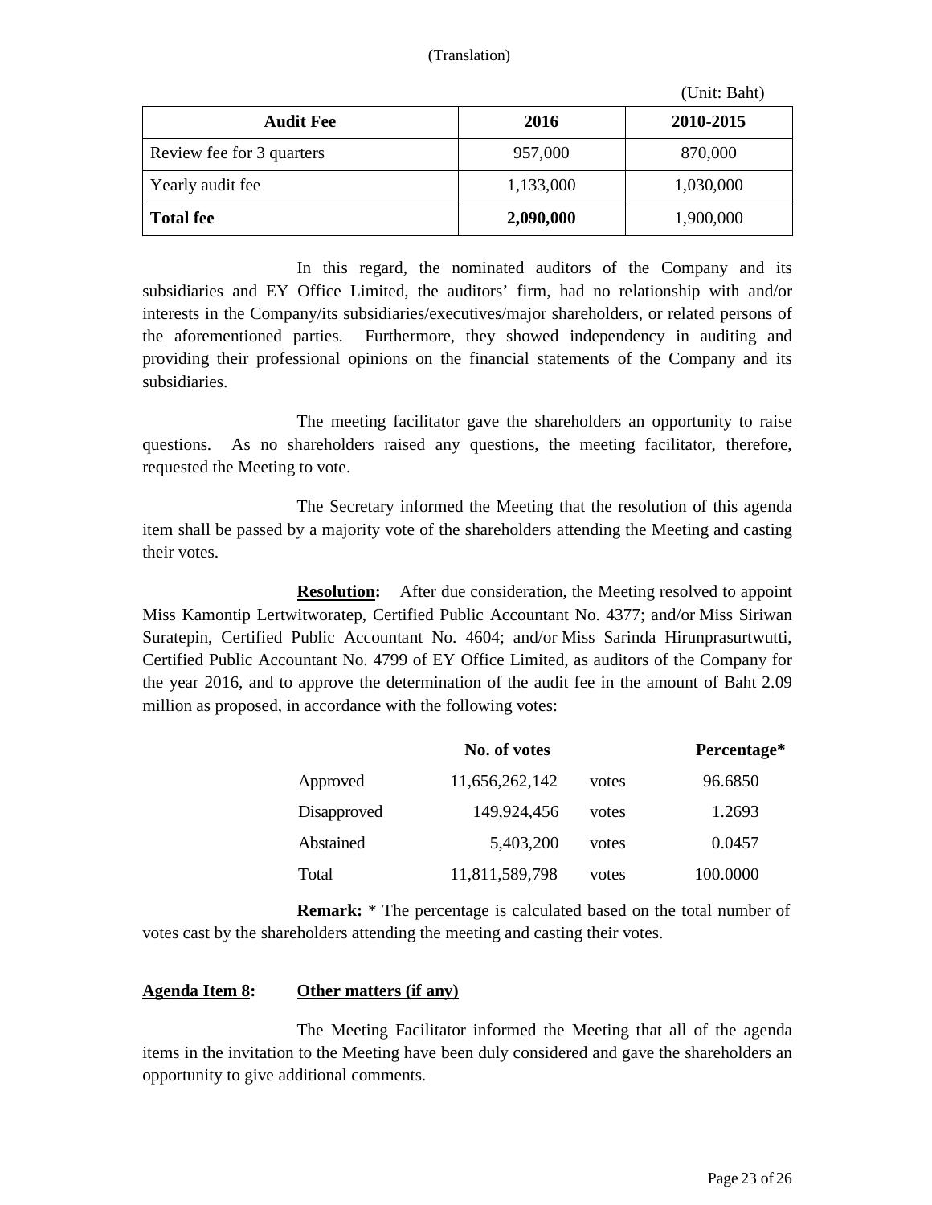(Translation)

(Unit: Baht)

| Audit Fee | 2016 | 2010-2015 |
|---|---|---|
| Review fee for 3 quarters | 957,000 | 870,000 |
| Yearly audit fee | 1,133,000 | 1,030,000 |
| **Total fee** | **2,090,000** | 1,900,000 |

In this regard, the nominated auditors of the Company and its subsidiaries and EY Office Limited, the auditors' firm, had no relationship with and/or interests in the Company/its subsidiaries/executives/major shareholders, or related persons of the aforementioned parties. Furthermore, they showed independency in auditing and providing their professional opinions on the financial statements of the Company and its subsidiaries.

The meeting facilitator gave the shareholders an opportunity to raise questions. As no shareholders raised any questions, the meeting facilitator, therefore, requested the Meeting to vote.

The Secretary informed the Meeting that the resolution of this agenda item shall be passed by a majority vote of the shareholders attending the Meeting and casting their votes.

**Resolution:** After due consideration, the Meeting resolved to appoint Miss Kamontip Lertwitworatep, Certified Public Accountant No. 4377; and/or Miss Siriwan Suratepin, Certified Public Accountant No. 4604; and/or Miss Sarinda Hirunprasurtwutti, Certified Public Accountant No. 4799 of EY Office Limited, as auditors of the Company for the year 2016, and to approve the determination of the audit fee in the amount of Baht 2.09 million as proposed, in accordance with the following votes:

| | No. of votes | | Percentage* |
|---|---|---|---|
| Approved | 11,656,262,142 | votes | 96.6850 |
| Disapproved | 149,924,456 | votes | 1.2693 |
| Abstained | 5,403,200 | votes | 0.0457 |
| Total | 11,811,589,798 | votes | 100.0000 |

**Remark:** * The percentage is calculated based on the total number of votes cast by the shareholders attending the meeting and casting their votes.

**Agenda Item 8: Other matters (if any)**

The Meeting Facilitator informed the Meeting that all of the agenda items in the invitation to the Meeting have been duly considered and gave the shareholders an opportunity to give additional comments.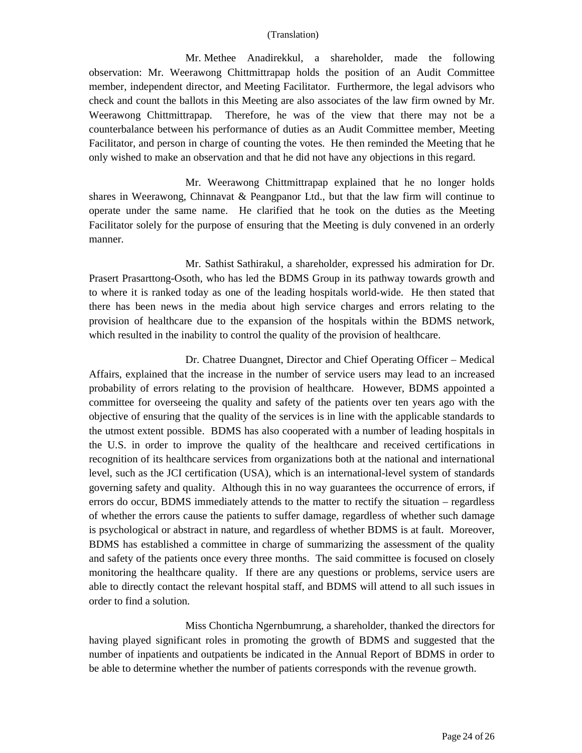(Translation)

Mr. Methee Anadirekkul, a shareholder, made the following observation: Mr. Weerawong Chittmittrapap holds the position of an Audit Committee member, independent director, and Meeting Facilitator. Furthermore, the legal advisors who check and count the ballots in this Meeting are also associates of the law firm owned by Mr. Weerawong Chittmittrapap. Therefore, he was of the view that there may not be a counterbalance between his performance of duties as an Audit Committee member, Meeting Facilitator, and person in charge of counting the votes. He then reminded the Meeting that he only wished to make an observation and that he did not have any objections in this regard.

Mr. Weerawong Chittmittrapap explained that he no longer holds shares in Weerawong, Chinnavat & Peangpanor Ltd., but that the law firm will continue to operate under the same name. He clarified that he took on the duties as the Meeting Facilitator solely for the purpose of ensuring that the Meeting is duly convened in an orderly manner.

Mr. Sathist Sathirakul, a shareholder, expressed his admiration for Dr. Prasert Prasarttong-Osoth, who has led the BDMS Group in its pathway towards growth and to where it is ranked today as one of the leading hospitals world-wide. He then stated that there has been news in the media about high service charges and errors relating to the provision of healthcare due to the expansion of the hospitals within the BDMS network, which resulted in the inability to control the quality of the provision of healthcare.

Dr. Chatree Duangnet, Director and Chief Operating Officer – Medical Affairs, explained that the increase in the number of service users may lead to an increased probability of errors relating to the provision of healthcare. However, BDMS appointed a committee for overseeing the quality and safety of the patients over ten years ago with the objective of ensuring that the quality of the services is in line with the applicable standards to the utmost extent possible. BDMS has also cooperated with a number of leading hospitals in the U.S. in order to improve the quality of the healthcare and received certifications in recognition of its healthcare services from organizations both at the national and international level, such as the JCI certification (USA), which is an international-level system of standards governing safety and quality. Although this in no way guarantees the occurrence of errors, if errors do occur, BDMS immediately attends to the matter to rectify the situation – regardless of whether the errors cause the patients to suffer damage, regardless of whether such damage is psychological or abstract in nature, and regardless of whether BDMS is at fault. Moreover, BDMS has established a committee in charge of summarizing the assessment of the quality and safety of the patients once every three months. The said committee is focused on closely monitoring the healthcare quality. If there are any questions or problems, service users are able to directly contact the relevant hospital staff, and BDMS will attend to all such issues in order to find a solution.

Miss Chonticha Ngernbumrung, a shareholder, thanked the directors for having played significant roles in promoting the growth of BDMS and suggested that the number of inpatients and outpatients be indicated in the Annual Report of BDMS in order to be able to determine whether the number of patients corresponds with the revenue growth.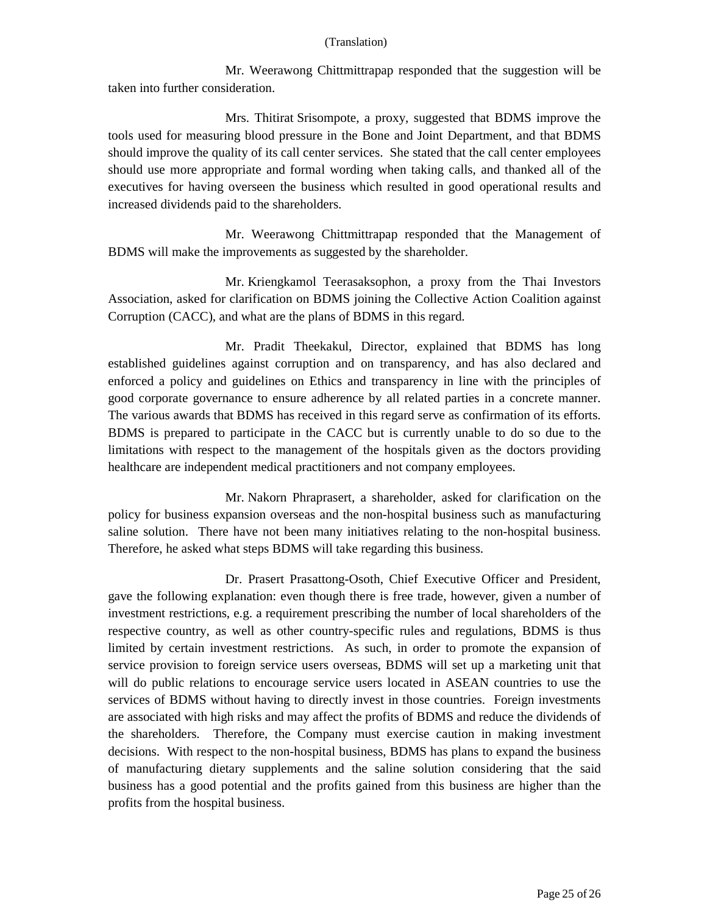(Translation)

Mr. Weerawong Chittmittrapap responded that the suggestion will be taken into further consideration.

Mrs. Thitirat Srisompote, a proxy, suggested that BDMS improve the tools used for measuring blood pressure in the Bone and Joint Department, and that BDMS should improve the quality of its call center services. She stated that the call center employees should use more appropriate and formal wording when taking calls, and thanked all of the executives for having overseen the business which resulted in good operational results and increased dividends paid to the shareholders.

Mr. Weerawong Chittmittrapap responded that the Management of BDMS will make the improvements as suggested by the shareholder.

Mr. Kriengkamol Teerasaksophon, a proxy from the Thai Investors Association, asked for clarification on BDMS joining the Collective Action Coalition against Corruption (CACC), and what are the plans of BDMS in this regard.

Mr. Pradit Theekakul, Director, explained that BDMS has long established guidelines against corruption and on transparency, and has also declared and enforced a policy and guidelines on Ethics and transparency in line with the principles of good corporate governance to ensure adherence by all related parties in a concrete manner. The various awards that BDMS has received in this regard serve as confirmation of its efforts. BDMS is prepared to participate in the CACC but is currently unable to do so due to the limitations with respect to the management of the hospitals given as the doctors providing healthcare are independent medical practitioners and not company employees.

Mr. Nakorn Phraprasert, a shareholder, asked for clarification on the policy for business expansion overseas and the non-hospital business such as manufacturing saline solution. There have not been many initiatives relating to the non-hospital business. Therefore, he asked what steps BDMS will take regarding this business.

Dr. Prasert Prasattong-Osoth, Chief Executive Officer and President, gave the following explanation: even though there is free trade, however, given a number of investment restrictions, e.g. a requirement prescribing the number of local shareholders of the respective country, as well as other country-specific rules and regulations, BDMS is thus limited by certain investment restrictions. As such, in order to promote the expansion of service provision to foreign service users overseas, BDMS will set up a marketing unit that will do public relations to encourage service users located in ASEAN countries to use the services of BDMS without having to directly invest in those countries. Foreign investments are associated with high risks and may affect the profits of BDMS and reduce the dividends of the shareholders. Therefore, the Company must exercise caution in making investment decisions. With respect to the non-hospital business, BDMS has plans to expand the business of manufacturing dietary supplements and the saline solution considering that the said business has a good potential and the profits gained from this business are higher than the profits from the hospital business.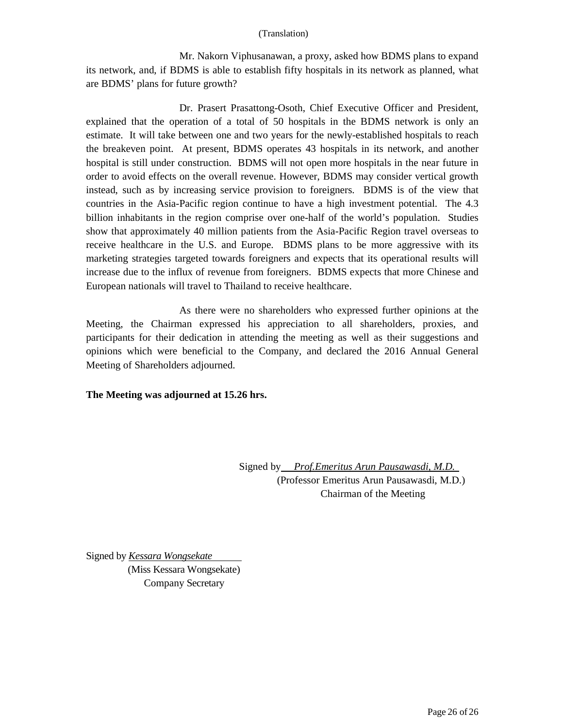(Translation)

Mr. Nakorn Viphusanawan, a proxy, asked how BDMS plans to expand its network, and, if BDMS is able to establish fifty hospitals in its network as planned, what are BDMS' plans for future growth?

Dr. Prasert Prasattong-Osoth, Chief Executive Officer and President, explained that the operation of a total of 50 hospitals in the BDMS network is only an estimate. It will take between one and two years for the newly-established hospitals to reach the breakeven point. At present, BDMS operates 43 hospitals in its network, and another hospital is still under construction. BDMS will not open more hospitals in the near future in order to avoid effects on the overall revenue. However, BDMS may consider vertical growth instead, such as by increasing service provision to foreigners. BDMS is of the view that countries in the Asia-Pacific region continue to have a high investment potential. The 4.3 billion inhabitants in the region comprise over one-half of the world's population. Studies show that approximately 40 million patients from the Asia-Pacific Region travel overseas to receive healthcare in the U.S. and Europe. BDMS plans to be more aggressive with its marketing strategies targeted towards foreigners and expects that its operational results will increase due to the influx of revenue from foreigners. BDMS expects that more Chinese and European nationals will travel to Thailand to receive healthcare.

As there were no shareholders who expressed further opinions at the Meeting, the Chairman expressed his appreciation to all shareholders, proxies, and participants for their dedication in attending the meeting as well as their suggestions and opinions which were beneficial to the Company, and declared the 2016 Annual General Meeting of Shareholders adjourned.

**The Meeting was adjourned at 15.26 hrs.**

Signed by *Prof.Emeritus Arun Pausawasdi, M.D.*
(Professor Emeritus Arun Pausawasdi, M.D.)
Chairman of the Meeting

Signed by *Kessara Wongsekate*
(Miss Kessara Wongsekate)
Company Secretary